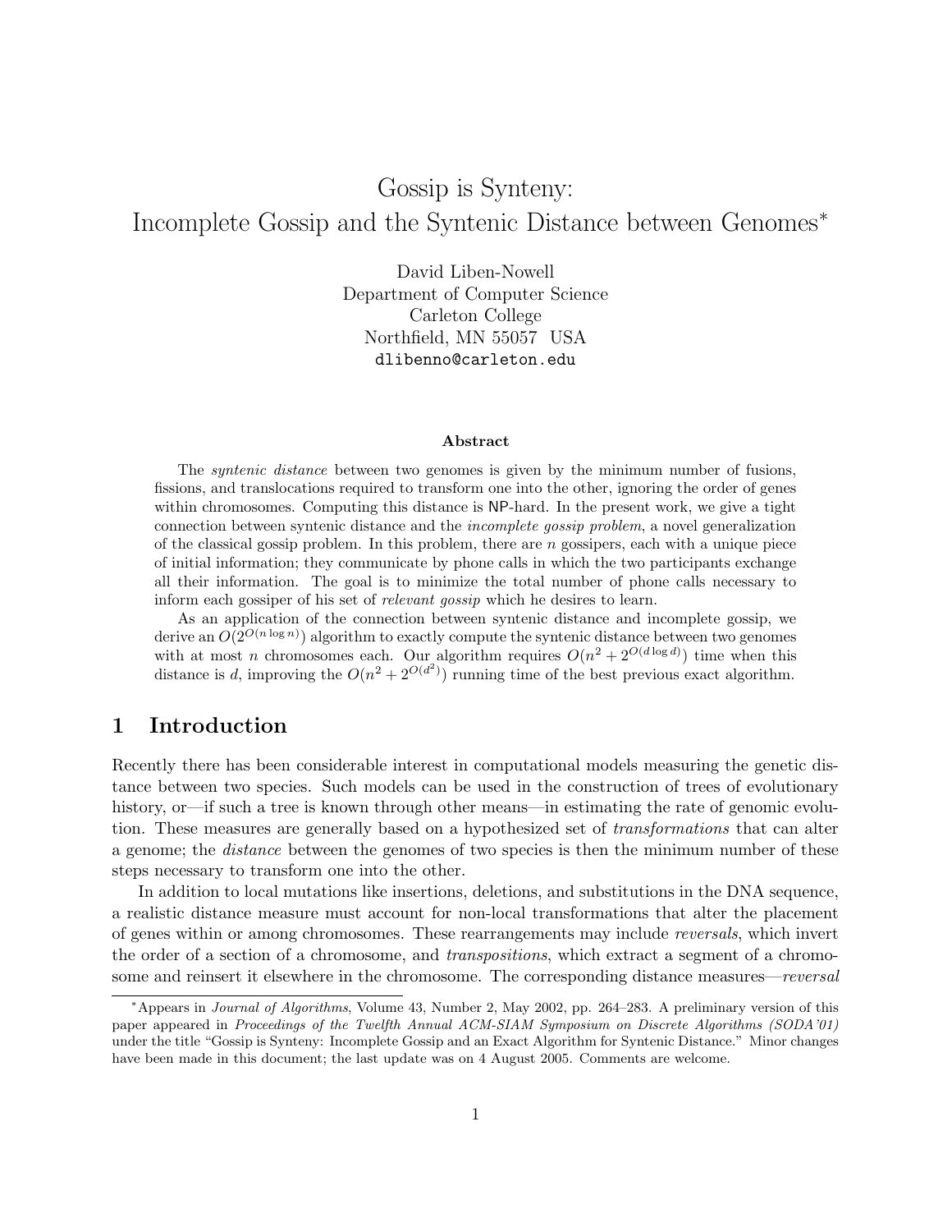# Gossip is Synteny: Incomplete Gossip and the Syntenic Distance between Genomes*

David Liben-Nowell
Department of Computer Science
Carleton College
Northfield, MN 55057 USA
dlibenno@carleton.edu

### Abstract

The *syntenic distance* between two genomes is given by the minimum number of fusions, fissions, and translocations required to transform one into the other, ignoring the order of genes within chromosomes. Computing this distance is NP-hard. In the present work, we give a tight connection between syntenic distance and the *incomplete gossip problem*, a novel generalization of the classical gossip problem. In this problem, there are $n$ gossipers, each with a unique piece of initial information; they communicate by phone calls in which the two participants exchange all their information. The goal is to minimize the total number of phone calls necessary to inform each gossiper of his set of *relevant gossip* which he desires to learn.

As an application of the connection between syntenic distance and incomplete gossip, we derive an $O(2^{O(n \log n)})$ algorithm to exactly compute the syntenic distance between two genomes with at most $n$ chromosomes each. Our algorithm requires $O(n^2 + 2^{O(d \log d)})$ time when this distance is $d$, improving the $O(n^2 + 2^{O(d^2)})$ running time of the best previous exact algorithm.

## 1 Introduction

Recently there has been considerable interest in computational models measuring the genetic distance between two species. Such models can be used in the construction of trees of evolutionary history, or—if such a tree is known through other means—in estimating the rate of genomic evolution. These measures are generally based on a hypothesized set of *transformations* that can alter a genome; the *distance* between the genomes of two species is then the minimum number of these steps necessary to transform one into the other.

In addition to local mutations like insertions, deletions, and substitutions in the DNA sequence, a realistic distance measure must account for non-local transformations that alter the placement of genes within or among chromosomes. These rearrangements may include *reversals*, which invert the order of a section of a chromosome, and *transpositions*, which extract a segment of a chromosome and reinsert it elsewhere in the chromosome. The corresponding distance measures—*reversal*

*Appears in *Journal of Algorithms*, Volume 43, Number 2, May 2002, pp. 264–283. A preliminary version of this paper appeared in *Proceedings of the Twelfth Annual ACM-SIAM Symposium on Discrete Algorithms (SODA'01)* under the title "Gossip is Synteny: Incomplete Gossip and an Exact Algorithm for Syntenic Distance." Minor changes have been made in this document; the last update was on 4 August 2005. Comments are welcome.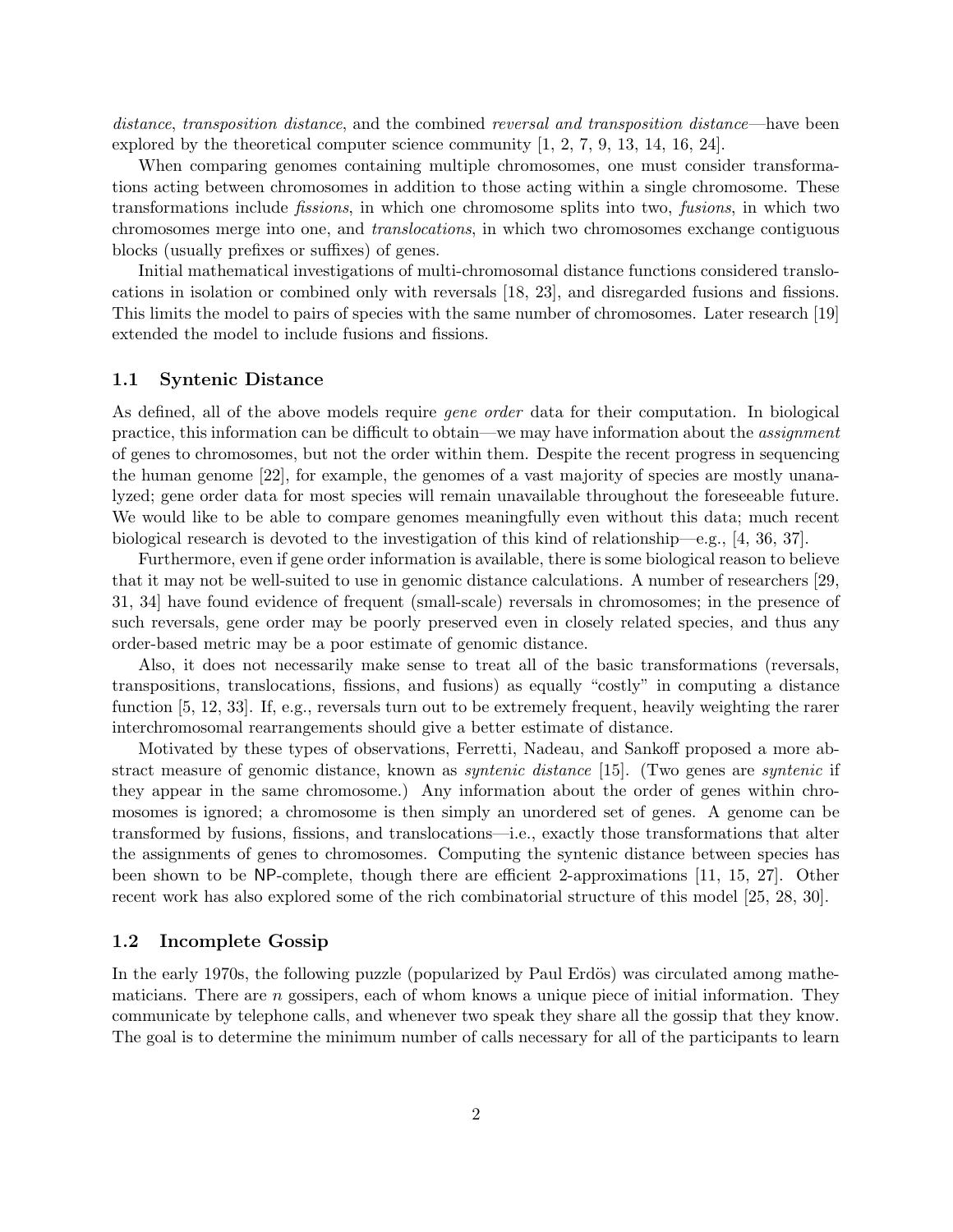*distance*, *transposition distance*, and the combined *reversal and transposition distance*—have been explored by the theoretical computer science community [1, 2, 7, 9, 13, 14, 16, 24].

When comparing genomes containing multiple chromosomes, one must consider transformations acting between chromosomes in addition to those acting within a single chromosome. These transformations include *fissions*, in which one chromosome splits into two, *fusions*, in which two chromosomes merge into one, and *translocations*, in which two chromosomes exchange contiguous blocks (usually prefixes or suffixes) of genes.

Initial mathematical investigations of multi-chromosomal distance functions considered translocations in isolation or combined only with reversals [18, 23], and disregarded fusions and fissions. This limits the model to pairs of species with the same number of chromosomes. Later research [19] extended the model to include fusions and fissions.

### 1.1 Syntenic Distance

As defined, all of the above models require *gene order* data for their computation. In biological practice, this information can be difficult to obtain—we may have information about the *assignment* of genes to chromosomes, but not the order within them. Despite the recent progress in sequencing the human genome [22], for example, the genomes of a vast majority of species are mostly unanalyzed; gene order data for most species will remain unavailable throughout the foreseeable future. We would like to be able to compare genomes meaningfully even without this data; much recent biological research is devoted to the investigation of this kind of relationship—e.g., [4, 36, 37].

Furthermore, even if gene order information is available, there is some biological reason to believe that it may not be well-suited to use in genomic distance calculations. A number of researchers [29, 31, 34] have found evidence of frequent (small-scale) reversals in chromosomes; in the presence of such reversals, gene order may be poorly preserved even in closely related species, and thus any order-based metric may be a poor estimate of genomic distance.

Also, it does not necessarily make sense to treat all of the basic transformations (reversals, transpositions, translocations, fissions, and fusions) as equally "costly" in computing a distance function [5, 12, 33]. If, e.g., reversals turn out to be extremely frequent, heavily weighting the rarer interchromosomal rearrangements should give a better estimate of distance.

Motivated by these types of observations, Ferretti, Nadeau, and Sankoff proposed a more abstract measure of genomic distance, known as *syntenic distance* [15]. (Two genes are *syntenic* if they appear in the same chromosome.) Any information about the order of genes within chromosomes is ignored; a chromosome is then simply an unordered set of genes. A genome can be transformed by fusions, fissions, and translocations—i.e., exactly those transformations that alter the assignments of genes to chromosomes. Computing the syntenic distance between species has been shown to be NP-complete, though there are efficient 2-approximations [11, 15, 27]. Other recent work has also explored some of the rich combinatorial structure of this model [25, 28, 30].

### 1.2 Incomplete Gossip

In the early 1970s, the following puzzle (popularized by Paul Erdös) was circulated among mathematicians. There are $n$ gossipers, each of whom knows a unique piece of initial information. They communicate by telephone calls, and whenever two speak they share all the gossip that they know. The goal is to determine the minimum number of calls necessary for all of the participants to learn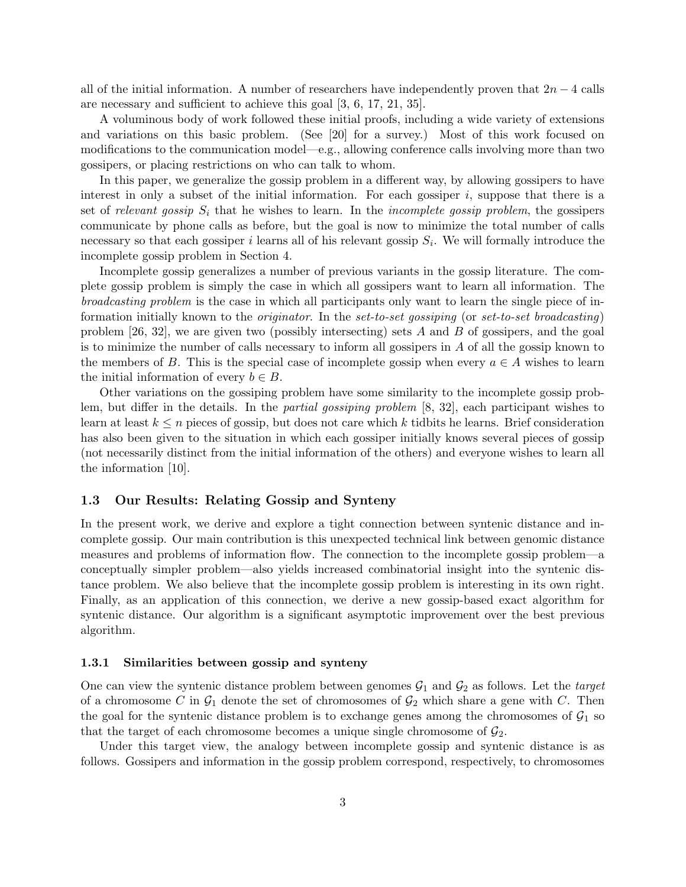all of the initial information. A number of researchers have independently proven that $2n-4$ calls are necessary and sufficient to achieve this goal [3, 6, 17, 21, 35].

A voluminous body of work followed these initial proofs, including a wide variety of extensions and variations on this basic problem. (See [20] for a survey.) Most of this work focused on modifications to the communication model—e.g., allowing conference calls involving more than two gossipers, or placing restrictions on who can talk to whom.

In this paper, we generalize the gossip problem in a different way, by allowing gossipers to have interest in only a subset of the initial information. For each gossiper $i$, suppose that there is a set of *relevant gossip* $S_i$ that he wishes to learn. In the *incomplete gossip problem*, the gossipers communicate by phone calls as before, but the goal is now to minimize the total number of calls necessary so that each gossiper $i$ learns all of his relevant gossip $S_i$. We will formally introduce the incomplete gossip problem in Section 4.

Incomplete gossip generalizes a number of previous variants in the gossip literature. The complete gossip problem is simply the case in which all gossipers want to learn all information. The *broadcasting problem* is the case in which all participants only want to learn the single piece of information initially known to the *originator*. In the *set-to-set gossiping* (or *set-to-set broadcasting*) problem [26, 32], we are given two (possibly intersecting) sets $A$ and $B$ of gossipers, and the goal is to minimize the number of calls necessary to inform all gossipers in $A$ of all the gossip known to the members of $B$. This is the special case of incomplete gossip when every $a \in A$ wishes to learn the initial information of every $b \in B$.

Other variations on the gossiping problem have some similarity to the incomplete gossip problem, but differ in the details. In the *partial gossiping problem* [8, 32], each participant wishes to learn at least $k \leq n$ pieces of gossip, but does not care which $k$ tidbits he learns. Brief consideration has also been given to the situation in which each gossiper initially knows several pieces of gossip (not necessarily distinct from the initial information of the others) and everyone wishes to learn all the information [10].

### 1.3 Our Results: Relating Gossip and Synteny

In the present work, we derive and explore a tight connection between syntenic distance and incomplete gossip. Our main contribution is this unexpected technical link between genomic distance measures and problems of information flow. The connection to the incomplete gossip problem—a conceptually simpler problem—also yields increased combinatorial insight into the syntenic distance problem. We also believe that the incomplete gossip problem is interesting in its own right. Finally, as an application of this connection, we derive a new gossip-based exact algorithm for syntenic distance. Our algorithm is a significant asymptotic improvement over the best previous algorithm.

#### 1.3.1 Similarities between gossip and synteny

One can view the syntenic distance problem between genomes $\mathcal{G}_1$ and $\mathcal{G}_2$ as follows. Let the *target* of a chromosome $C$ in $\mathcal{G}_1$ denote the set of chromosomes of $\mathcal{G}_2$ which share a gene with $C$. Then the goal for the syntenic distance problem is to exchange genes among the chromosomes of $\mathcal{G}_1$ so that the target of each chromosome becomes a unique single chromosome of $\mathcal{G}_2$.

Under this target view, the analogy between incomplete gossip and syntenic distance is as follows. Gossipers and information in the gossip problem correspond, respectively, to chromosomes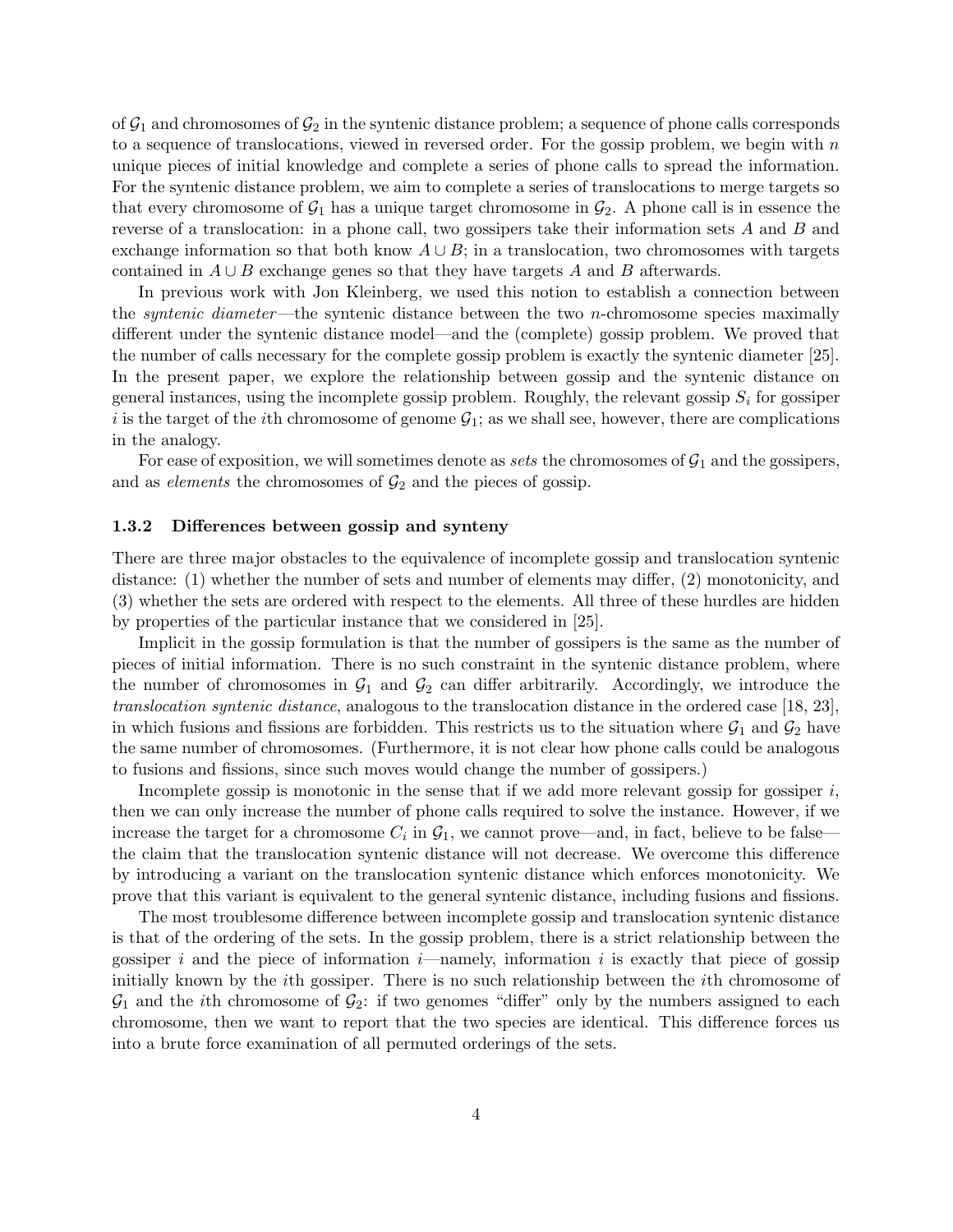of $\mathcal{G}_1$ and chromosomes of $\mathcal{G}_2$ in the syntenic distance problem; a sequence of phone calls corresponds to a sequence of translocations, viewed in reversed order. For the gossip problem, we begin with $n$ unique pieces of initial knowledge and complete a series of phone calls to spread the information. For the syntenic distance problem, we aim to complete a series of translocations to merge targets so that every chromosome of $\mathcal{G}_1$ has a unique target chromosome in $\mathcal{G}_2$. A phone call is in essence the reverse of a translocation: in a phone call, two gossipers take their information sets $A$ and $B$ and exchange information so that both know $A \cup B$; in a translocation, two chromosomes with targets contained in $A \cup B$ exchange genes so that they have targets $A$ and $B$ afterwards.

In previous work with Jon Kleinberg, we used this notion to establish a connection between the *syntenic diameter*—the syntenic distance between the two $n$-chromosome species maximally different under the syntenic distance model—and the (complete) gossip problem. We proved that the number of calls necessary for the complete gossip problem is exactly the syntenic diameter [25]. In the present paper, we explore the relationship between gossip and the syntenic distance on general instances, using the incomplete gossip problem. Roughly, the relevant gossip $S_i$ for gossiper $i$ is the target of the $i$th chromosome of genome $\mathcal{G}_1$; as we shall see, however, there are complications in the analogy.

For ease of exposition, we will sometimes denote as *sets* the chromosomes of $\mathcal{G}_1$ and the gossipers, and as *elements* the chromosomes of $\mathcal{G}_2$ and the pieces of gossip.

### 1.3.2 Differences between gossip and synteny

There are three major obstacles to the equivalence of incomplete gossip and translocation syntenic distance: (1) whether the number of sets and number of elements may differ, (2) monotonicity, and (3) whether the sets are ordered with respect to the elements. All three of these hurdles are hidden by properties of the particular instance that we considered in [25].

Implicit in the gossip formulation is that the number of gossipers is the same as the number of pieces of initial information. There is no such constraint in the syntenic distance problem, where the number of chromosomes in $\mathcal{G}_1$ and $\mathcal{G}_2$ can differ arbitrarily. Accordingly, we introduce the *translocation syntenic distance*, analogous to the translocation distance in the ordered case [18, 23], in which fusions and fissions are forbidden. This restricts us to the situation where $\mathcal{G}_1$ and $\mathcal{G}_2$ have the same number of chromosomes. (Furthermore, it is not clear how phone calls could be analogous to fusions and fissions, since such moves would change the number of gossipers.)

Incomplete gossip is monotonic in the sense that if we add more relevant gossip for gossiper $i$, then we can only increase the number of phone calls required to solve the instance. However, if we increase the target for a chromosome $C_i$ in $\mathcal{G}_1$, we cannot prove—and, in fact, believe to be false—the claim that the translocation syntenic distance will not decrease. We overcome this difference by introducing a variant on the translocation syntenic distance which enforces monotonicity. We prove that this variant is equivalent to the general syntenic distance, including fusions and fissions.

The most troublesome difference between incomplete gossip and translocation syntenic distance is that of the ordering of the sets. In the gossip problem, there is a strict relationship between the gossiper $i$ and the piece of information $i$—namely, information $i$ is exactly that piece of gossip initially known by the $i$th gossiper. There is no such relationship between the $i$th chromosome of $\mathcal{G}_1$ and the $i$th chromosome of $\mathcal{G}_2$: if two genomes "differ" only by the numbers assigned to each chromosome, then we want to report that the two species are identical. This difference forces us into a brute force examination of all permuted orderings of the sets.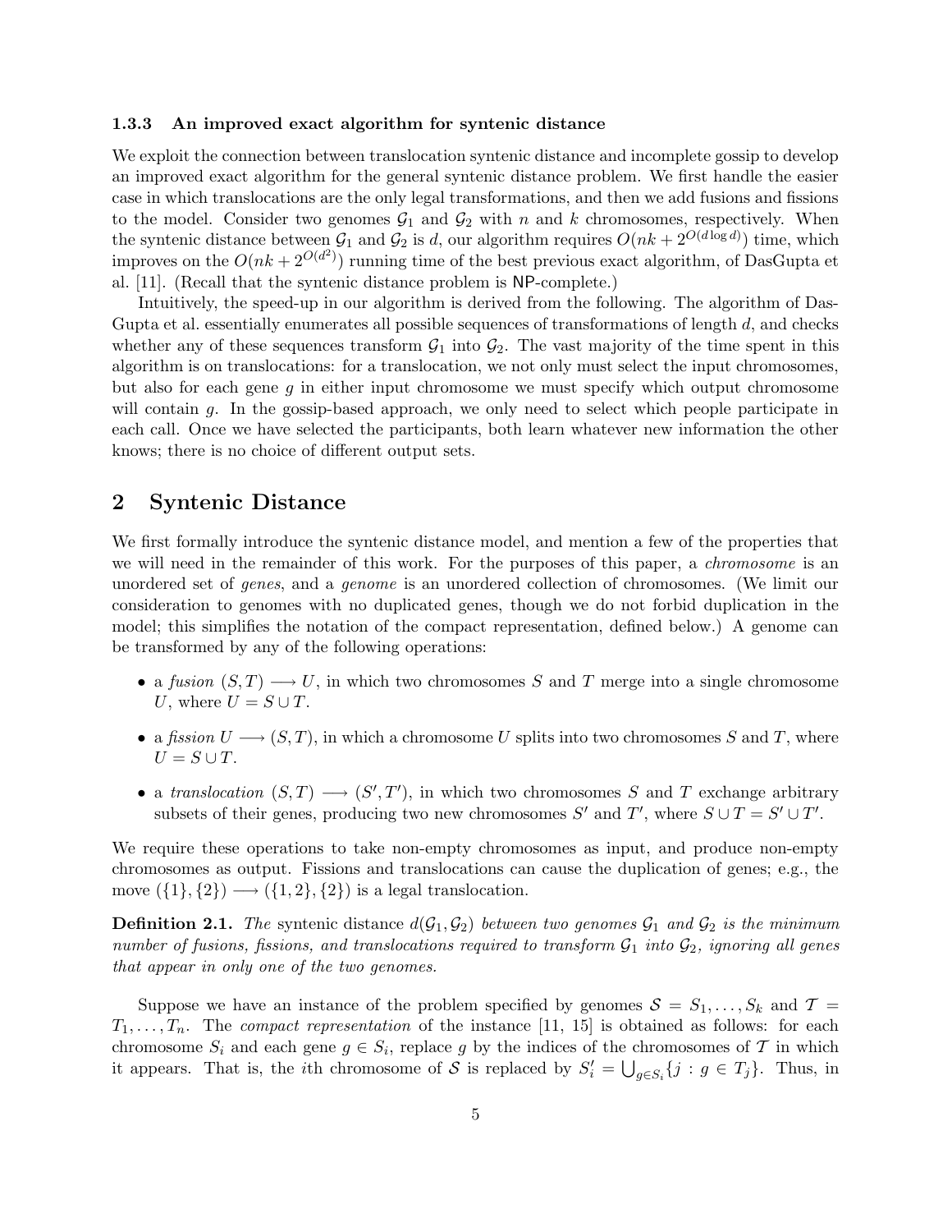### 1.3.3 An improved exact algorithm for syntenic distance

We exploit the connection between translocation syntenic distance and incomplete gossip to develop an improved exact algorithm for the general syntenic distance problem. We first handle the easier case in which translocations are the only legal transformations, and then we add fusions and fissions to the model. Consider two genomes $\mathcal{G}_1$ and $\mathcal{G}_2$ with $n$ and $k$ chromosomes, respectively. When the syntenic distance between $\mathcal{G}_1$ and $\mathcal{G}_2$ is $d$, our algorithm requires $O(nk + 2^{O(d \log d)})$ time, which improves on the $O(nk + 2^{O(d^2)})$ running time of the best previous exact algorithm, of DasGupta et al. [11]. (Recall that the syntenic distance problem is NP-complete.)

Intuitively, the speed-up in our algorithm is derived from the following. The algorithm of DasGupta et al. essentially enumerates all possible sequences of transformations of length $d$, and checks whether any of these sequences transform $\mathcal{G}_1$ into $\mathcal{G}_2$. The vast majority of the time spent in this algorithm is on translocations: for a translocation, we not only must select the input chromosomes, but also for each gene $g$ in either input chromosome we must specify which output chromosome will contain $g$. In the gossip-based approach, we only need to select which people participate in each call. Once we have selected the participants, both learn whatever new information the other knows; there is no choice of different output sets.

## 2 Syntenic Distance

We first formally introduce the syntenic distance model, and mention a few of the properties that we will need in the remainder of this work. For the purposes of this paper, a *chromosome* is an unordered set of *genes*, and a *genome* is an unordered collection of chromosomes. (We limit our consideration to genomes with no duplicated genes, though we do not forbid duplication in the model; this simplifies the notation of the compact representation, defined below.) A genome can be transformed by any of the following operations:

- a *fusion* $(S, T) \longrightarrow U$, in which two chromosomes $S$ and $T$ merge into a single chromosome $U$, where $U = S \cup T$.
- a *fission* $U \longrightarrow (S, T)$, in which a chromosome $U$ splits into two chromosomes $S$ and $T$, where $U = S \cup T$.
- a *translocation* $(S, T) \longrightarrow (S', T')$, in which two chromosomes $S$ and $T$ exchange arbitrary subsets of their genes, producing two new chromosomes $S'$ and $T'$, where $S \cup T = S' \cup T'$.

We require these operations to take non-empty chromosomes as input, and produce non-empty chromosomes as output. Fissions and translocations can cause the duplication of genes; e.g., the move $(\{1\}, \{2\}) \longrightarrow (\{1, 2\}, \{2\})$ is a legal translocation.

**Definition 2.1.** *The* syntenic distance $d(\mathcal{G}_1, \mathcal{G}_2)$ *between two genomes* $\mathcal{G}_1$ *and* $\mathcal{G}_2$ *is the minimum number of fusions, fissions, and translocations required to transform* $\mathcal{G}_1$ *into* $\mathcal{G}_2$*, ignoring all genes that appear in only one of the two genomes.*

Suppose we have an instance of the problem specified by genomes $\mathcal{S} = S_1, \ldots, S_k$ and $\mathcal{T} = T_1, \ldots, T_n$. The *compact representation* of the instance [11, 15] is obtained as follows: for each chromosome $S_i$ and each gene $g \in S_i$, replace $g$ by the indices of the chromosomes of $\mathcal{T}$ in which it appears. That is, the $i$th chromosome of $\mathcal{S}$ is replaced by $S'_i = \bigcup_{g \in S_i} \{j : g \in T_j\}$. Thus, in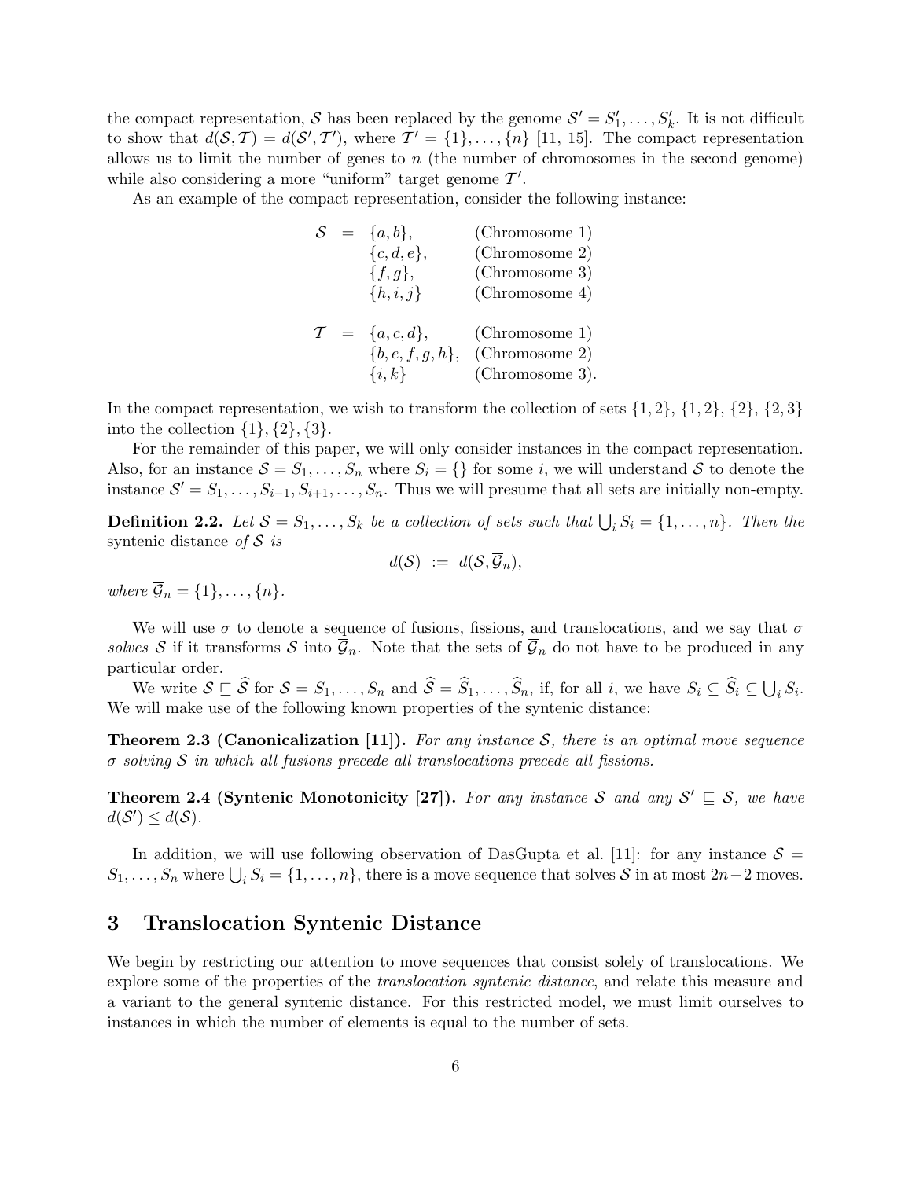the compact representation, $\mathcal{S}$ has been replaced by the genome $\mathcal{S}' = S'_1, \ldots, S'_k$. It is not difficult to show that $d(\mathcal{S}, \mathcal{T}) = d(\mathcal{S}', \mathcal{T}')$, where $\mathcal{T}' = \{1\}, \ldots, \{n\}$ [11, 15]. The compact representation allows us to limit the number of genes to $n$ (the number of chromosomes in the second genome) while also considering a more "uniform" target genome $\mathcal{T}'$.

As an example of the compact representation, consider the following instance:

$$
\begin{array}{rcll}
\mathcal{S} & = & \{a, b\}, & \text{(Chromosome 1)} \\
 & & \{c, d, e\}, & \text{(Chromosome 2)} \\
 & & \{f, g\}, & \text{(Chromosome 3)} \\
 & & \{h, i, j\} & \text{(Chromosome 4)} \\
 & & & \\
\mathcal{T} & = & \{a, c, d\}, & \text{(Chromosome 1)} \\
 & & \{b, e, f, g, h\}, & \text{(Chromosome 2)} \\
 & & \{i, k\} & \text{(Chromosome 3).}
\end{array}
$$

In the compact representation, we wish to transform the collection of sets $\{1, 2\}$, $\{1, 2\}$, $\{2\}$, $\{2, 3\}$ into the collection $\{1\}, \{2\}, \{3\}$.

For the remainder of this paper, we will only consider instances in the compact representation. Also, for an instance $\mathcal{S} = S_1, \ldots, S_n$ where $S_i = \{\}$ for some $i$, we will understand $\mathcal{S}$ to denote the instance $\mathcal{S}' = S_1, \ldots, S_{i-1}, S_{i+1}, \ldots, S_n$. Thus we will presume that all sets are initially non-empty.

**Definition 2.2.** *Let $\mathcal{S} = S_1, \ldots, S_k$ be a collection of sets such that $\bigcup_i S_i = \{1, \ldots, n\}$. Then the* syntenic distance *of $\mathcal{S}$ is*

$$d(\mathcal{S}) \; := \; d(\mathcal{S}, \overline{\mathcal{G}}_n),$$

*where $\overline{\mathcal{G}}_n = \{1\}, \ldots, \{n\}$.*

We will use $\sigma$ to denote a sequence of fusions, fissions, and translocations, and we say that $\sigma$ *solves* $\mathcal{S}$ if it transforms $\mathcal{S}$ into $\overline{\mathcal{G}}_n$. Note that the sets of $\overline{\mathcal{G}}_n$ do not have to be produced in any particular order.

We write $\mathcal{S} \sqsubseteq \widehat{\mathcal{S}}$ for $\mathcal{S} = S_1, \ldots, S_n$ and $\widehat{\mathcal{S}} = \widehat{S}_1, \ldots, \widehat{S}_n$, if, for all $i$, we have $S_i \subseteq \widehat{S}_i \subseteq \bigcup_i S_i$. We will make use of the following known properties of the syntenic distance:

**Theorem 2.3 (Canonicalization [11]).** *For any instance $\mathcal{S}$, there is an optimal move sequence $\sigma$ solving $\mathcal{S}$ in which all fusions precede all translocations precede all fissions.*

**Theorem 2.4 (Syntenic Monotonicity [27]).** *For any instance $\mathcal{S}$ and any $\mathcal{S}' \sqsubseteq \mathcal{S}$, we have $d(\mathcal{S}') \leq d(\mathcal{S})$.*

In addition, we will use following observation of DasGupta et al. [11]: for any instance $\mathcal{S} = S_1, \ldots, S_n$ where $\bigcup_i S_i = \{1, \ldots, n\}$, there is a move sequence that solves $\mathcal{S}$ in at most $2n-2$ moves.

# 3 Translocation Syntenic Distance

We begin by restricting our attention to move sequences that consist solely of translocations. We explore some of the properties of the *translocation syntenic distance*, and relate this measure and a variant to the general syntenic distance. For this restricted model, we must limit ourselves to instances in which the number of elements is equal to the number of sets.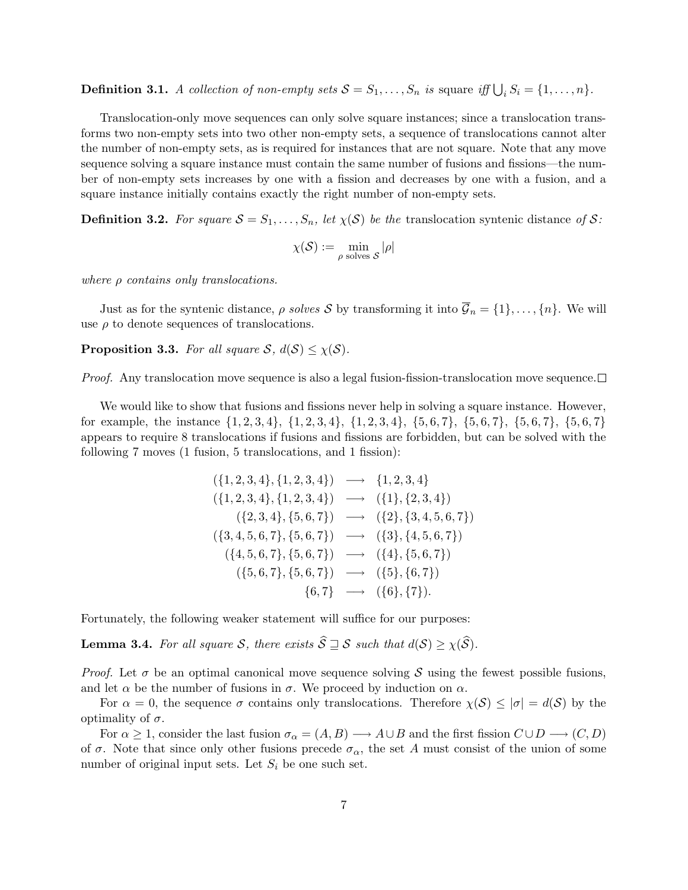**Definition 3.1.** *A collection of non-empty sets $\mathcal{S} = S_1, \ldots, S_n$ is* square *iff* $\bigcup_i S_i = \{1, \ldots, n\}$.

Translocation-only move sequences can only solve square instances; since a translocation transforms two non-empty sets into two other non-empty sets, a sequence of translocations cannot alter the number of non-empty sets, as is required for instances that are not square. Note that any move sequence solving a square instance must contain the same number of fusions and fissions—the number of non-empty sets increases by one with a fission and decreases by one with a fusion, and a square instance initially contains exactly the right number of non-empty sets.

**Definition 3.2.** *For square $\mathcal{S} = S_1, \ldots, S_n$, let $\chi(\mathcal{S})$ be the* translocation syntenic distance *of $\mathcal{S}$:*

$$\chi(\mathcal{S}) := \min_{\rho \text{ solves } \mathcal{S}} |\rho|$$

*where $\rho$ contains only translocations.*

Just as for the syntenic distance, $\rho$ *solves* $\mathcal{S}$ by transforming it into $\overline{\mathcal{G}}_n = \{1\}, \ldots, \{n\}$. We will use $\rho$ to denote sequences of translocations.

**Proposition 3.3.** *For all square $\mathcal{S}$, $d(\mathcal{S}) \leq \chi(\mathcal{S})$.*

*Proof.* Any translocation move sequence is also a legal fusion-fission-translocation move sequence. $\square$

We would like to show that fusions and fissions never help in solving a square instance. However, for example, the instance $\{1,2,3,4\}$, $\{1,2,3,4\}$, $\{1,2,3,4\}$, $\{5,6,7\}$, $\{5,6,7\}$, $\{5,6,7\}$, $\{5,6,7\}$ appears to require 8 translocations if fusions and fissions are forbidden, but can be solved with the following 7 moves (1 fusion, 5 translocations, and 1 fission):

$$
\begin{aligned}
(\{1,2,3,4\},\{1,2,3,4\}) &\longrightarrow \{1,2,3,4\} \\
(\{1,2,3,4\},\{1,2,3,4\}) &\longrightarrow (\{1\},\{2,3,4\}) \\
(\{2,3,4\},\{5,6,7\}) &\longrightarrow (\{2\},\{3,4,5,6,7\}) \\
(\{3,4,5,6,7\},\{5,6,7\}) &\longrightarrow (\{3\},\{4,5,6,7\}) \\
(\{4,5,6,7\},\{5,6,7\}) &\longrightarrow (\{4\},\{5,6,7\}) \\
(\{5,6,7\},\{5,6,7\}) &\longrightarrow (\{5\},\{6,7\}) \\
\{6,7\} &\longrightarrow (\{6\},\{7\}).
\end{aligned}
$$

Fortunately, the following weaker statement will suffice for our purposes:

**Lemma 3.4.** *For all square $\mathcal{S}$, there exists $\widehat{\mathcal{S}} \sqsupseteq \mathcal{S}$ such that $d(\mathcal{S}) \geq \chi(\widehat{\mathcal{S}})$.*

*Proof.* Let $\sigma$ be an optimal canonical move sequence solving $\mathcal{S}$ using the fewest possible fusions, and let $\alpha$ be the number of fusions in $\sigma$. We proceed by induction on $\alpha$.

For $\alpha = 0$, the sequence $\sigma$ contains only translocations. Therefore $\chi(\mathcal{S}) \leq |\sigma| = d(\mathcal{S})$ by the optimality of $\sigma$.

For $\alpha \geq 1$, consider the last fusion $\sigma_\alpha = (A, B) \longrightarrow A \cup B$ and the first fission $C \cup D \longrightarrow (C, D)$ of $\sigma$. Note that since only other fusions precede $\sigma_\alpha$, the set $A$ must consist of the union of some number of original input sets. Let $S_i$ be one such set.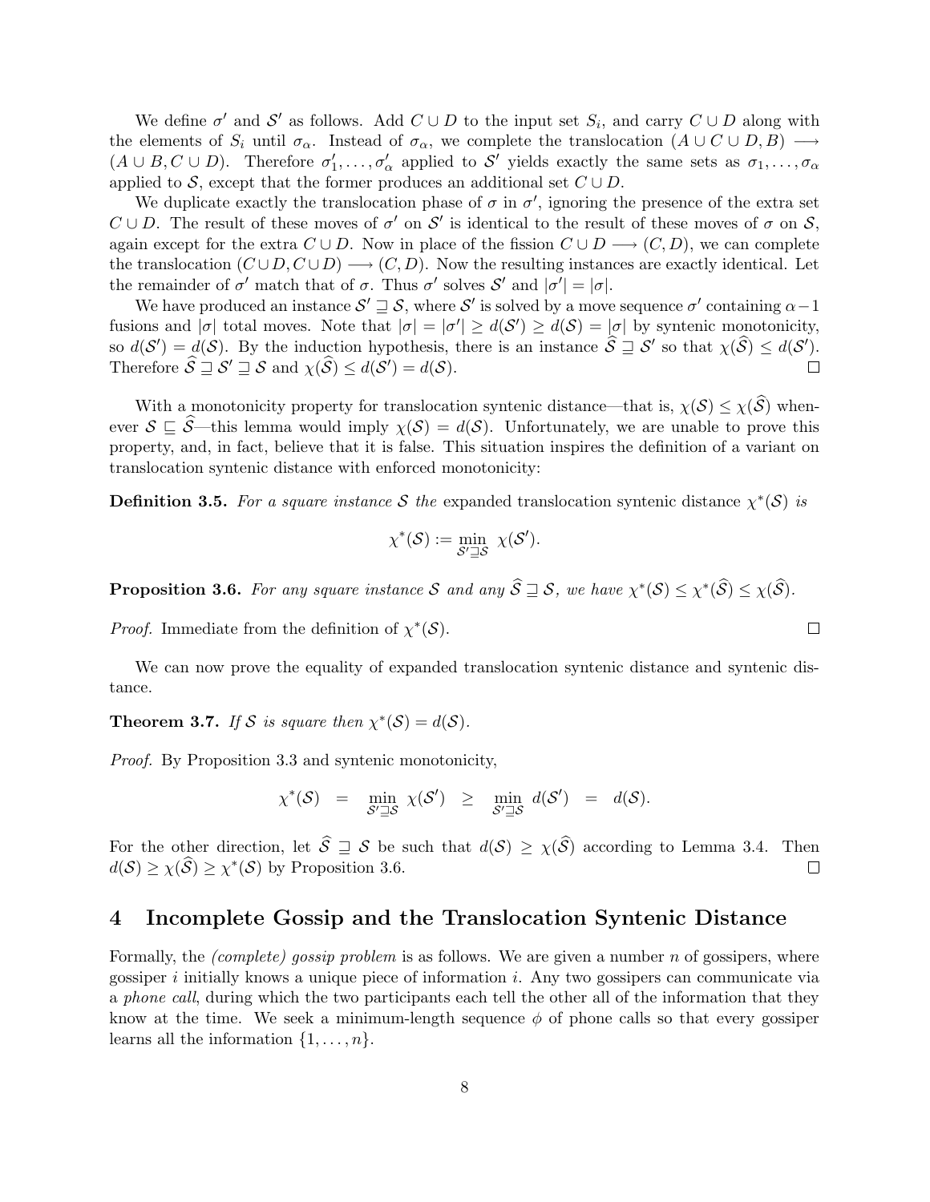We define $\sigma'$ and $\mathcal{S}'$ as follows. Add $C \cup D$ to the input set $S_i$, and carry $C \cup D$ along with the elements of $S_i$ until $\sigma_\alpha$. Instead of $\sigma_\alpha$, we complete the translocation $(A \cup C \cup D, B) \longrightarrow (A \cup B, C \cup D)$. Therefore $\sigma'_1, \ldots, \sigma'_\alpha$ applied to $\mathcal{S}'$ yields exactly the same sets as $\sigma_1, \ldots, \sigma_\alpha$ applied to $\mathcal{S}$, except that the former produces an additional set $C \cup D$.

We duplicate exactly the translocation phase of $\sigma$ in $\sigma'$, ignoring the presence of the extra set $C \cup D$. The result of these moves of $\sigma'$ on $\mathcal{S}'$ is identical to the result of these moves of $\sigma$ on $\mathcal{S}$, again except for the extra $C \cup D$. Now in place of the fission $C \cup D \longrightarrow (C, D)$, we can complete the translocation $(C \cup D, C \cup D) \longrightarrow (C, D)$. Now the resulting instances are exactly identical. Let the remainder of $\sigma'$ match that of $\sigma$. Thus $\sigma'$ solves $\mathcal{S}'$ and $|\sigma'| = |\sigma|$.

We have produced an instance $\mathcal{S}' \sqsupseteq \mathcal{S}$, where $\mathcal{S}'$ is solved by a move sequence $\sigma'$ containing $\alpha - 1$ fusions and $|\sigma|$ total moves. Note that $|\sigma| = |\sigma'| \geq d(\mathcal{S}') \geq d(\mathcal{S}) = |\sigma|$ by syntenic monotonicity, so $d(\mathcal{S}') = d(\mathcal{S})$. By the induction hypothesis, there is an instance $\widehat{\mathcal{S}} \sqsupseteq \mathcal{S}'$ so that $\chi(\widehat{\mathcal{S}}) \leq d(\mathcal{S}')$. Therefore $\widehat{\mathcal{S}} \sqsupseteq \mathcal{S}' \sqsupseteq \mathcal{S}$ and $\chi(\widehat{\mathcal{S}}) \leq d(\mathcal{S}') = d(\mathcal{S})$. □

With a monotonicity property for translocation syntenic distance—that is, $\chi(\mathcal{S}) \leq \chi(\widehat{\mathcal{S}})$ whenever $\mathcal{S} \sqsubseteq \widehat{\mathcal{S}}$—this lemma would imply $\chi(\mathcal{S}) = d(\mathcal{S})$. Unfortunately, we are unable to prove this property, and, in fact, believe that it is false. This situation inspires the definition of a variant on translocation syntenic distance with enforced monotonicity:

**Definition 3.5.** *For a square instance $\mathcal{S}$ the* expanded translocation syntenic distance *$\chi^*(\mathcal{S})$ is*

$$\chi^*(\mathcal{S}) := \min_{\mathcal{S}' \sqsupseteq \mathcal{S}} \chi(\mathcal{S}').$$

**Proposition 3.6.** *For any square instance $\mathcal{S}$ and any $\widehat{\mathcal{S}} \sqsupseteq \mathcal{S}$, we have $\chi^*(\mathcal{S}) \leq \chi^*(\widehat{\mathcal{S}}) \leq \chi(\widehat{\mathcal{S}})$.*

*Proof.* Immediate from the definition of $\chi^*(\mathcal{S})$. □

We can now prove the equality of expanded translocation syntenic distance and syntenic distance.

**Theorem 3.7.** *If $\mathcal{S}$ is square then $\chi^*(\mathcal{S}) = d(\mathcal{S})$.*

*Proof.* By Proposition 3.3 and syntenic monotonicity,

$$\chi^*(\mathcal{S}) \;=\; \min_{\mathcal{S}' \sqsupseteq \mathcal{S}} \chi(\mathcal{S}') \;\geq\; \min_{\mathcal{S}' \sqsupseteq \mathcal{S}} d(\mathcal{S}') \;=\; d(\mathcal{S}).$$

For the other direction, let $\widehat{\mathcal{S}} \sqsupseteq \mathcal{S}$ be such that $d(\mathcal{S}) \geq \chi(\widehat{\mathcal{S}})$ according to Lemma 3.4. Then $d(\mathcal{S}) \geq \chi(\widehat{\mathcal{S}}) \geq \chi^*(\mathcal{S})$ by Proposition 3.6. □

## 4 Incomplete Gossip and the Translocation Syntenic Distance

Formally, the *(complete) gossip problem* is as follows. We are given a number $n$ of gossipers, where gossiper $i$ initially knows a unique piece of information $i$. Any two gossipers can communicate via a *phone call*, during which the two participants each tell the other all of the information that they know at the time. We seek a minimum-length sequence $\phi$ of phone calls so that every gossiper learns all the information $\{1, \ldots, n\}$.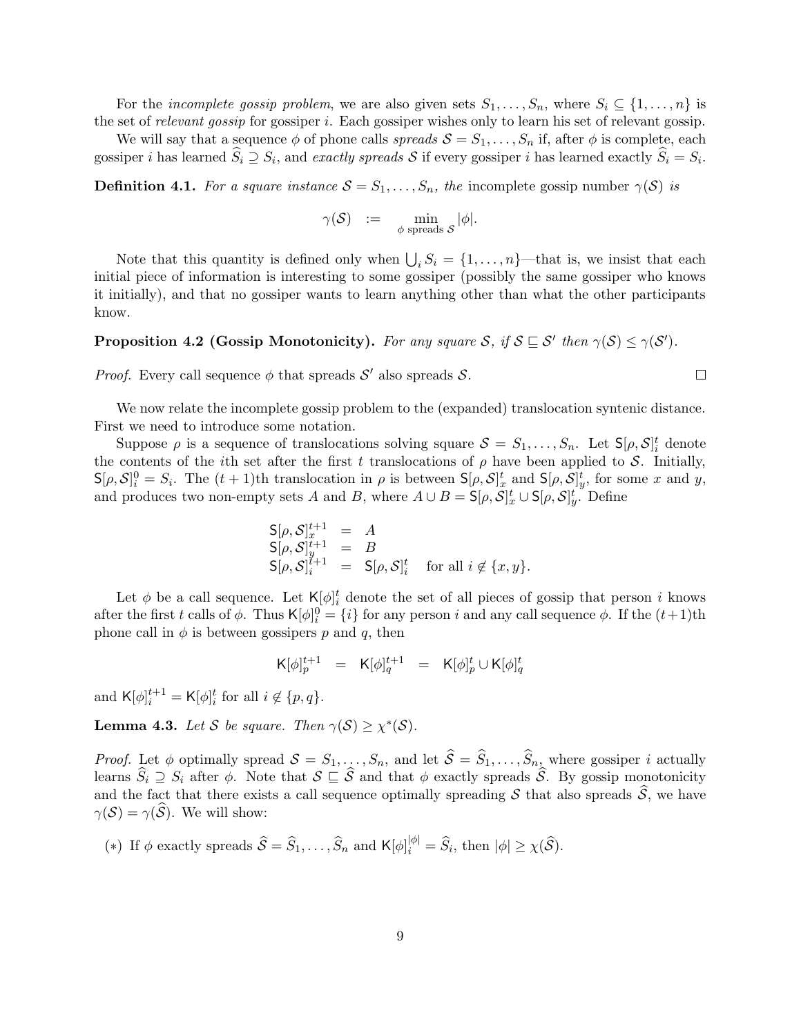For the *incomplete gossip problem*, we are also given sets $S_1, \ldots, S_n$, where $S_i \subseteq \{1, \ldots, n\}$ is the set of *relevant gossip* for gossiper $i$. Each gossiper wishes only to learn his set of relevant gossip.

We will say that a sequence $\phi$ of phone calls *spreads* $\mathcal{S} = S_1, \ldots, S_n$ if, after $\phi$ is complete, each gossiper $i$ has learned $\widehat{S}_i \supseteq S_i$, and *exactly spreads* $\mathcal{S}$ if every gossiper $i$ has learned exactly $\widehat{S}_i = S_i$.

**Definition 4.1.** *For a square instance $\mathcal{S} = S_1, \ldots, S_n$, the* incomplete gossip number $\gamma(\mathcal{S})$ *is*

$$\gamma(\mathcal{S}) \quad := \quad \min_{\phi \text{ spreads } \mathcal{S}} |\phi|.$$

Note that this quantity is defined only when $\bigcup_i S_i = \{1, \ldots, n\}$—that is, we insist that each initial piece of information is interesting to some gossiper (possibly the same gossiper who knows it initially), and that no gossiper wants to learn anything other than what the other participants know.

**Proposition 4.2 (Gossip Monotonicity).** *For any square $\mathcal{S}$, if $\mathcal{S} \sqsubseteq \mathcal{S}'$ then $\gamma(\mathcal{S}) \leq \gamma(\mathcal{S}')$.*

*Proof.* Every call sequence $\phi$ that spreads $\mathcal{S}'$ also spreads $\mathcal{S}$. $\square$

We now relate the incomplete gossip problem to the (expanded) translocation syntenic distance. First we need to introduce some notation.

Suppose $\rho$ is a sequence of translocations solving square $\mathcal{S} = S_1, \ldots, S_n$. Let $\mathsf{S}[\rho, \mathcal{S}]_i^t$ denote the contents of the $i$th set after the first $t$ translocations of $\rho$ have been applied to $\mathcal{S}$. Initially, $\mathsf{S}[\rho, \mathcal{S}]_i^0 = S_i$. The $(t+1)$th translocation in $\rho$ is between $\mathsf{S}[\rho, \mathcal{S}]_x^t$ and $\mathsf{S}[\rho, \mathcal{S}]_y^t$, for some $x$ and $y$, and produces two non-empty sets $A$ and $B$, where $A \cup B = \mathsf{S}[\rho, \mathcal{S}]_x^t \cup \mathsf{S}[\rho, \mathcal{S}]_y^t$. Define

$$\begin{array}{lcl} \mathsf{S}[\rho, \mathcal{S}]_x^{t+1} & = & A \\ \mathsf{S}[\rho, \mathcal{S}]_y^{t+1} & = & B \\ \mathsf{S}[\rho, \mathcal{S}]_i^{t+1} & = & \mathsf{S}[\rho, \mathcal{S}]_i^t \quad \text{for all } i \notin \{x, y\}. \end{array}$$

Let $\phi$ be a call sequence. Let $\mathsf{K}[\phi]_i^t$ denote the set of all pieces of gossip that person $i$ knows after the first $t$ calls of $\phi$. Thus $\mathsf{K}[\phi]_i^0 = \{i\}$ for any person $i$ and any call sequence $\phi$. If the $(t+1)$th phone call in $\phi$ is between gossipers $p$ and $q$, then

$$\mathsf{K}[\phi]_p^{t+1} \quad = \quad \mathsf{K}[\phi]_q^{t+1} \quad = \quad \mathsf{K}[\phi]_p^t \cup \mathsf{K}[\phi]_q^t$$

and $\mathsf{K}[\phi]_i^{t+1} = \mathsf{K}[\phi]_i^t$ for all $i \notin \{p, q\}$.

**Lemma 4.3.** *Let $\mathcal{S}$ be square. Then $\gamma(\mathcal{S}) \geq \chi^*(\mathcal{S})$.*

*Proof.* Let $\phi$ optimally spread $\mathcal{S} = S_1, \ldots, S_n$, and let $\widehat{\mathcal{S}} = \widehat{S}_1, \ldots, \widehat{S}_n$, where gossiper $i$ actually learns $\widehat{S}_i \supseteq S_i$ after $\phi$. Note that $\mathcal{S} \sqsubseteq \widehat{\mathcal{S}}$ and that $\phi$ exactly spreads $\widehat{\mathcal{S}}$. By gossip monotonicity and the fact that there exists a call sequence optimally spreading $\mathcal{S}$ that also spreads $\widehat{\mathcal{S}}$, we have $\gamma(\mathcal{S}) = \gamma(\widehat{\mathcal{S}})$. We will show:

(∗) If $\phi$ exactly spreads $\widehat{\mathcal{S}} = \widehat{S}_1, \ldots, \widehat{S}_n$ and $\mathsf{K}[\phi]_i^{|\phi|} = \widehat{S}_i$, then $|\phi| \geq \chi(\widehat{\mathcal{S}})$.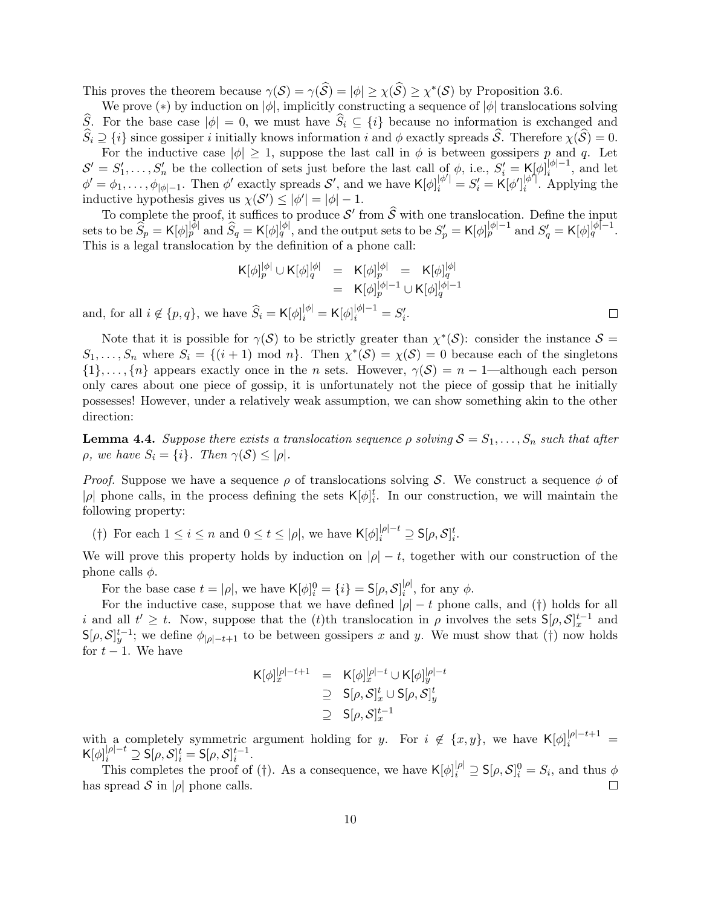This proves the theorem because $\gamma(\mathcal{S}) = \gamma(\widehat{\mathcal{S}}) = |\phi| \geq \chi(\widehat{\mathcal{S}}) \geq \chi^*(\mathcal{S})$ by Proposition 3.6.

We prove $(*)$ by induction on $|\phi|$, implicitly constructing a sequence of $|\phi|$ translocations solving $\widehat{S}$. For the base case $|\phi| = 0$, we must have $\widehat{S}_i \subseteq \{i\}$ because no information is exchanged and $\widehat{S}_i \supseteq \{i\}$ since gossiper $i$ initially knows information $i$ and $\phi$ exactly spreads $\widehat{\mathcal{S}}$. Therefore $\chi(\widehat{\mathcal{S}}) = 0$.

For the inductive case $|\phi| \geq 1$, suppose the last call in $\phi$ is between gossipers $p$ and $q$. Let $\mathcal{S}' = S'_1, \ldots, S'_n$ be the collection of sets just before the last call of $\phi$, i.e., $S'_i = \mathsf{K}[\phi]_i^{|\phi|-1}$, and let $\phi' = \phi_1, \ldots, \phi_{|\phi|-1}$. Then $\phi'$ exactly spreads $\mathcal{S}'$, and we have $\mathsf{K}[\phi]_i^{|\phi'|} = S'_i = \mathsf{K}[\phi']_i^{|\phi'|}$. Applying the inductive hypothesis gives us $\chi(\mathcal{S}') \leq |\phi'| = |\phi| - 1$.

To complete the proof, it suffices to produce $\mathcal{S}'$ from $\widehat{\mathcal{S}}$ with one translocation. Define the input sets to be $\widehat{S}_p = \mathsf{K}[\phi]_p^{|\phi|}$ and $\widehat{S}_q = \mathsf{K}[\phi]_q^{|\phi|}$, and the output sets to be $S'_p = \mathsf{K}[\phi]_p^{|\phi|-1}$ and $S'_q = \mathsf{K}[\phi]_q^{|\phi|-1}$. This is a legal translocation by the definition of a phone call:

$$\begin{aligned} \mathsf{K}[\phi]_p^{|\phi|} \cup \mathsf{K}[\phi]_q^{|\phi|} &= \mathsf{K}[\phi]_p^{|\phi|} = \mathsf{K}[\phi]_q^{|\phi|} \\ &= \mathsf{K}[\phi]_p^{|\phi|-1} \cup \mathsf{K}[\phi]_q^{|\phi|-1} \end{aligned}$$

and, for all $i \notin \{p, q\}$, we have $\widehat{S}_i = \mathsf{K}[\phi]_i^{|\phi|} = \mathsf{K}[\phi]_i^{|\phi|-1} = S'_i$. □

Note that it is possible for $\gamma(\mathcal{S})$ to be strictly greater than $\chi^*(\mathcal{S})$: consider the instance $\mathcal{S} = S_1, \ldots, S_n$ where $S_i = \{(i+1) \bmod n\}$. Then $\chi^*(\mathcal{S}) = \chi(\mathcal{S}) = 0$ because each of the singletons $\{1\}, \ldots, \{n\}$ appears exactly once in the $n$ sets. However, $\gamma(\mathcal{S}) = n - 1$—although each person only cares about one piece of gossip, it is unfortunately not the piece of gossip that he initially possesses! However, under a relatively weak assumption, we can show something akin to the other direction:

**Lemma 4.4.** *Suppose there exists a translocation sequence $\rho$ solving $\mathcal{S} = S_1, \ldots, S_n$ such that after $\rho$, we have $S_i = \{i\}$. Then $\gamma(\mathcal{S}) \leq |\rho|$.*

*Proof.* Suppose we have a sequence $\rho$ of translocations solving $\mathcal{S}$. We construct a sequence $\phi$ of $|\rho|$ phone calls, in the process defining the sets $\mathsf{K}[\phi]_i^t$. In our construction, we will maintain the following property:

(†) For each $1 \leq i \leq n$ and $0 \leq t \leq |\rho|$, we have $\mathsf{K}[\phi]_i^{|\rho|-t} \supseteq \mathsf{S}[\rho, \mathcal{S}]_i^t$.

We will prove this property holds by induction on $|\rho| - t$, together with our construction of the phone calls $\phi$.

For the base case $t = |\rho|$, we have $\mathsf{K}[\phi]_i^0 = \{i\} = \mathsf{S}[\rho, \mathcal{S}]_i^{|\rho|}$, for any $\phi$.

For the inductive case, suppose that we have defined $|\rho| - t$ phone calls, and (†) holds for all $i$ and all $t' \geq t$. Now, suppose that the $(t)$th translocation in $\rho$ involves the sets $\mathsf{S}[\rho, \mathcal{S}]_x^{t-1}$ and $\mathsf{S}[\rho, \mathcal{S}]_y^{t-1}$; we define $\phi_{|\rho|-t+1}$ to be between gossipers $x$ and $y$. We must show that (†) now holds for $t - 1$. We have

$$\begin{aligned} \mathsf{K}[\phi]_x^{|\rho|-t+1} &= \mathsf{K}[\phi]_x^{|\rho|-t} \cup \mathsf{K}[\phi]_y^{|\rho|-t} \\ &\supseteq \mathsf{S}[\rho, \mathcal{S}]_x^t \cup \mathsf{S}[\rho, \mathcal{S}]_y^t \\ &\supseteq \mathsf{S}[\rho, \mathcal{S}]_x^{t-1} \end{aligned}$$

with a completely symmetric argument holding for $y$. For $i \notin \{x, y\}$, we have $\mathsf{K}[\phi]_i^{|\rho|-t+1} = \mathsf{K}[\phi]_i^{|\rho|-t} \supseteq \mathsf{S}[\rho, \mathcal{S}]_i^t = \mathsf{S}[\rho, \mathcal{S}]_i^{t-1}$.

This completes the proof of (†). As a consequence, we have $\mathsf{K}[\phi]_i^{|\rho|} \supseteq \mathsf{S}[\rho, \mathcal{S}]_i^0 = S_i$, and thus $\phi$ has spread $\mathcal{S}$ in $|\rho|$ phone calls. □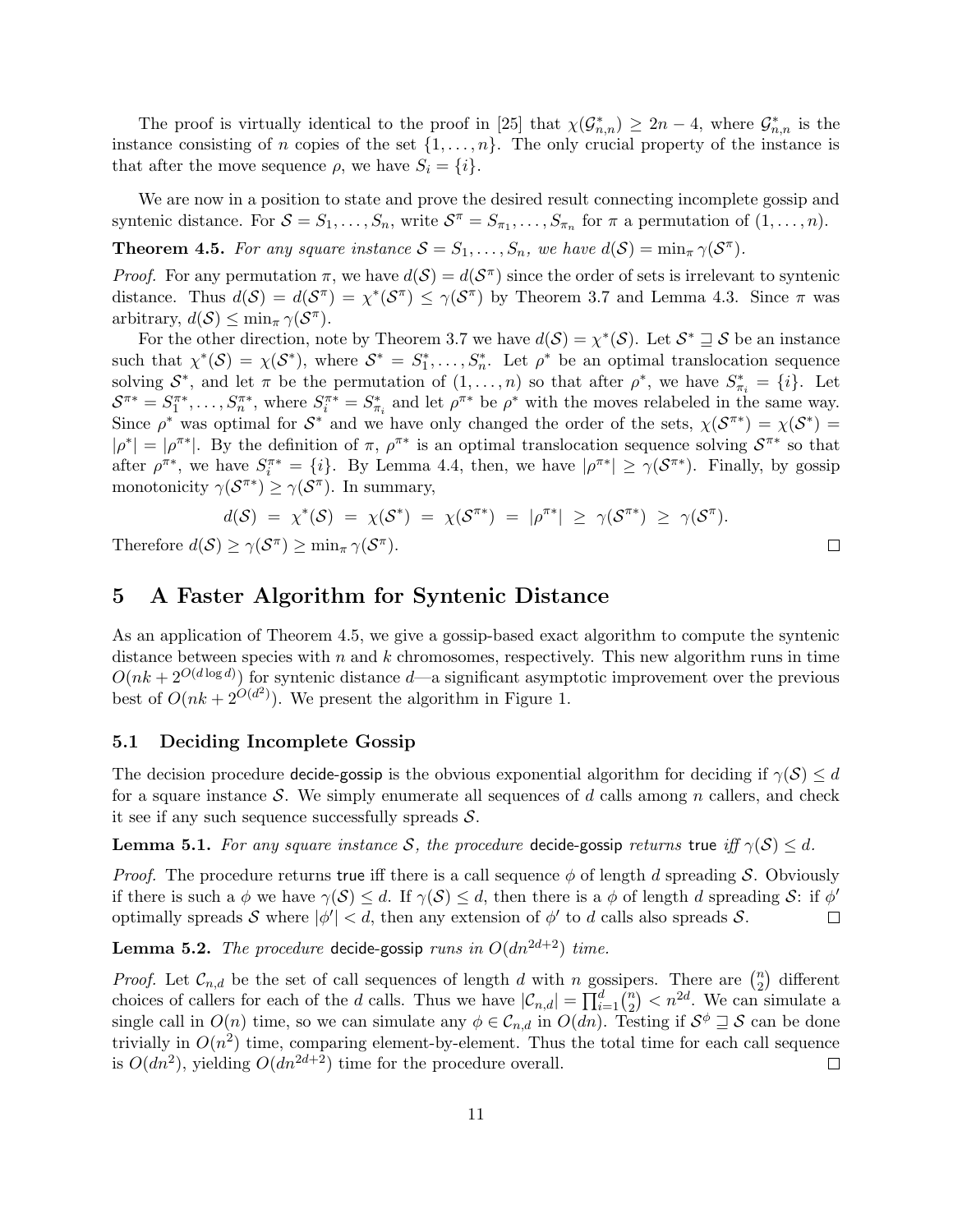The proof is virtually identical to the proof in [25] that $\chi(\mathcal{G}^*_{n,n}) \geq 2n-4$, where $\mathcal{G}^*_{n,n}$ is the instance consisting of $n$ copies of the set $\{1,\ldots,n\}$. The only crucial property of the instance is that after the move sequence $\rho$, we have $S_i = \{i\}$.

We are now in a position to state and prove the desired result connecting incomplete gossip and syntenic distance. For $\mathcal{S} = S_1,\ldots,S_n$, write $\mathcal{S}^\pi = S_{\pi_1},\ldots,S_{\pi_n}$ for $\pi$ a permutation of $(1,\ldots,n)$.

**Theorem 4.5.** *For any square instance $\mathcal{S} = S_1,\ldots,S_n$, we have $d(\mathcal{S}) = \min_\pi \gamma(\mathcal{S}^\pi)$.*

*Proof.* For any permutation $\pi$, we have $d(\mathcal{S}) = d(\mathcal{S}^\pi)$ since the order of sets is irrelevant to syntenic distance. Thus $d(\mathcal{S}) = d(\mathcal{S}^\pi) = \chi^*(\mathcal{S}^\pi) \leq \gamma(\mathcal{S}^\pi)$ by Theorem 3.7 and Lemma 4.3. Since $\pi$ was arbitrary, $d(\mathcal{S}) \leq \min_\pi \gamma(\mathcal{S}^\pi)$.

For the other direction, note by Theorem 3.7 we have $d(\mathcal{S}) = \chi^*(\mathcal{S})$. Let $\mathcal{S}^* \sqsupseteq \mathcal{S}$ be an instance such that $\chi^*(\mathcal{S}) = \chi(\mathcal{S}^*)$, where $\mathcal{S}^* = S^*_1,\ldots,S^*_n$. Let $\rho^*$ be an optimal translocation sequence solving $\mathcal{S}^*$, and let $\pi$ be the permutation of $(1,\ldots,n)$ so that after $\rho^*$, we have $S^*_{\pi_i} = \{i\}$. Let $\mathcal{S}^{\pi*} = S^{\pi*}_1,\ldots,S^{\pi*}_n$, where $S^{\pi*}_i = S^*_{\pi_i}$ and let $\rho^{\pi*}$ be $\rho^*$ with the moves relabeled in the same way. Since $\rho^*$ was optimal for $\mathcal{S}^*$ and we have only changed the order of the sets, $\chi(\mathcal{S}^{\pi*}) = \chi(\mathcal{S}^*) = |\rho^*| = |\rho^{\pi*}|$. By the definition of $\pi$, $\rho^{\pi*}$ is an optimal translocation sequence solving $\mathcal{S}^{\pi*}$ so that after $\rho^{\pi*}$, we have $S^{\pi*}_i = \{i\}$. By Lemma 4.4, then, we have $|\rho^{\pi*}| \geq \gamma(\mathcal{S}^{\pi*})$. Finally, by gossip monotonicity $\gamma(\mathcal{S}^{\pi*}) \geq \gamma(\mathcal{S}^\pi)$. In summary,

$$d(\mathcal{S}) \;=\; \chi^*(\mathcal{S}) \;=\; \chi(\mathcal{S}^*) \;=\; \chi(\mathcal{S}^{\pi*}) \;=\; |\rho^{\pi*}| \;\geq\; \gamma(\mathcal{S}^{\pi*}) \;\geq\; \gamma(\mathcal{S}^\pi).$$

Therefore $d(\mathcal{S}) \geq \gamma(\mathcal{S}^\pi) \geq \min_\pi \gamma(\mathcal{S}^\pi)$. □

## 5 A Faster Algorithm for Syntenic Distance

As an application of Theorem 4.5, we give a gossip-based exact algorithm to compute the syntenic distance between species with $n$ and $k$ chromosomes, respectively. This new algorithm runs in time $O(nk + 2^{O(d \log d)})$ for syntenic distance $d$—a significant asymptotic improvement over the previous best of $O(nk + 2^{O(d^2)})$. We present the algorithm in Figure 1.

### 5.1 Deciding Incomplete Gossip

The decision procedure decide-gossip is the obvious exponential algorithm for deciding if $\gamma(\mathcal{S}) \leq d$ for a square instance $\mathcal{S}$. We simply enumerate all sequences of $d$ calls among $n$ callers, and check it see if any such sequence successfully spreads $\mathcal{S}$.

**Lemma 5.1.** *For any square instance $\mathcal{S}$, the procedure* decide-gossip *returns* true *iff $\gamma(\mathcal{S}) \leq d$.*

*Proof.* The procedure returns true iff there is a call sequence $\phi$ of length $d$ spreading $\mathcal{S}$. Obviously if there is such a $\phi$ we have $\gamma(\mathcal{S}) \leq d$. If $\gamma(\mathcal{S}) \leq d$, then there is a $\phi$ of length $d$ spreading $\mathcal{S}$: if $\phi'$ optimally spreads $\mathcal{S}$ where $|\phi'| < d$, then any extension of $\phi'$ to $d$ calls also spreads $\mathcal{S}$. □

**Lemma 5.2.** *The procedure* decide-gossip *runs in $O(dn^{2d+2})$ time.*

*Proof.* Let $\mathcal{C}_{n,d}$ be the set of call sequences of length $d$ with $n$ gossipers. There are $\binom{n}{2}$ different choices of callers for each of the $d$ calls. Thus we have $|\mathcal{C}_{n,d}| = \prod_{i=1}^{d} \binom{n}{2} < n^{2d}$. We can simulate a single call in $O(n)$ time, so we can simulate any $\phi \in \mathcal{C}_{n,d}$ in $O(dn)$. Testing if $\mathcal{S}^\phi \sqsupseteq \mathcal{S}$ can be done trivially in $O(n^2)$ time, comparing element-by-element. Thus the total time for each call sequence is $O(dn^2)$, yielding $O(dn^{2d+2})$ time for the procedure overall. □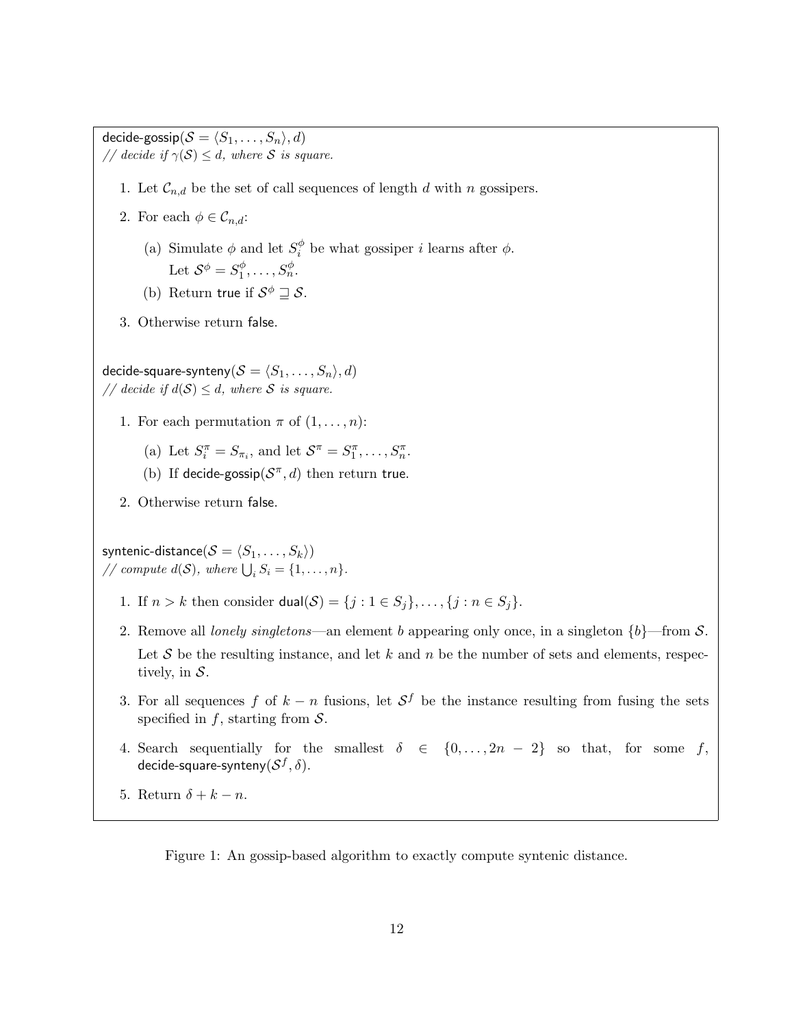decide-gossip($\mathcal{S} = \langle S_1, \ldots, S_n \rangle, d$)
*// decide if $\gamma(\mathcal{S}) \leq d$, where $\mathcal{S}$ is square.*

1. Let $\mathcal{C}_{n,d}$ be the set of call sequences of length $d$ with $n$ gossipers.
2. For each $\phi \in \mathcal{C}_{n,d}$:
   (a) Simulate $\phi$ and let $S_i^\phi$ be what gossiper $i$ learns after $\phi$.
   Let $\mathcal{S}^\phi = S_1^\phi, \ldots, S_n^\phi$.
   (b) Return true if $\mathcal{S}^\phi \sqsupseteq \mathcal{S}$.
3. Otherwise return false.

decide-square-synteny($\mathcal{S} = \langle S_1, \ldots, S_n \rangle, d$)
*// decide if $d(\mathcal{S}) \leq d$, where $\mathcal{S}$ is square.*

1. For each permutation $\pi$ of $(1, \ldots, n)$:
   (a) Let $S_i^\pi = S_{\pi_i}$, and let $\mathcal{S}^\pi = S_1^\pi, \ldots, S_n^\pi$.
   (b) If decide-gossip($\mathcal{S}^\pi, d$) then return true.
2. Otherwise return false.

syntenic-distance($\mathcal{S} = \langle S_1, \ldots, S_k \rangle$)
*// compute $d(\mathcal{S})$, where $\bigcup_i S_i = \{1, \ldots, n\}$.*

1. If $n > k$ then consider $\mathsf{dual}(\mathcal{S}) = \{j : 1 \in S_j\}, \ldots, \{j : n \in S_j\}$.
2. Remove all *lonely singletons*—an element $b$ appearing only once, in a singleton $\{b\}$—from $\mathcal{S}$. Let $\mathcal{S}$ be the resulting instance, and let $k$ and $n$ be the number of sets and elements, respectively, in $\mathcal{S}$.
3. For all sequences $f$ of $k - n$ fusions, let $\mathcal{S}^f$ be the instance resulting from fusing the sets specified in $f$, starting from $\mathcal{S}$.
4. Search sequentially for the smallest $\delta \in \{0, \ldots, 2n - 2\}$ so that, for some $f$, decide-square-synteny($\mathcal{S}^f, \delta$).
5. Return $\delta + k - n$.

Figure 1: An gossip-based algorithm to exactly compute syntenic distance.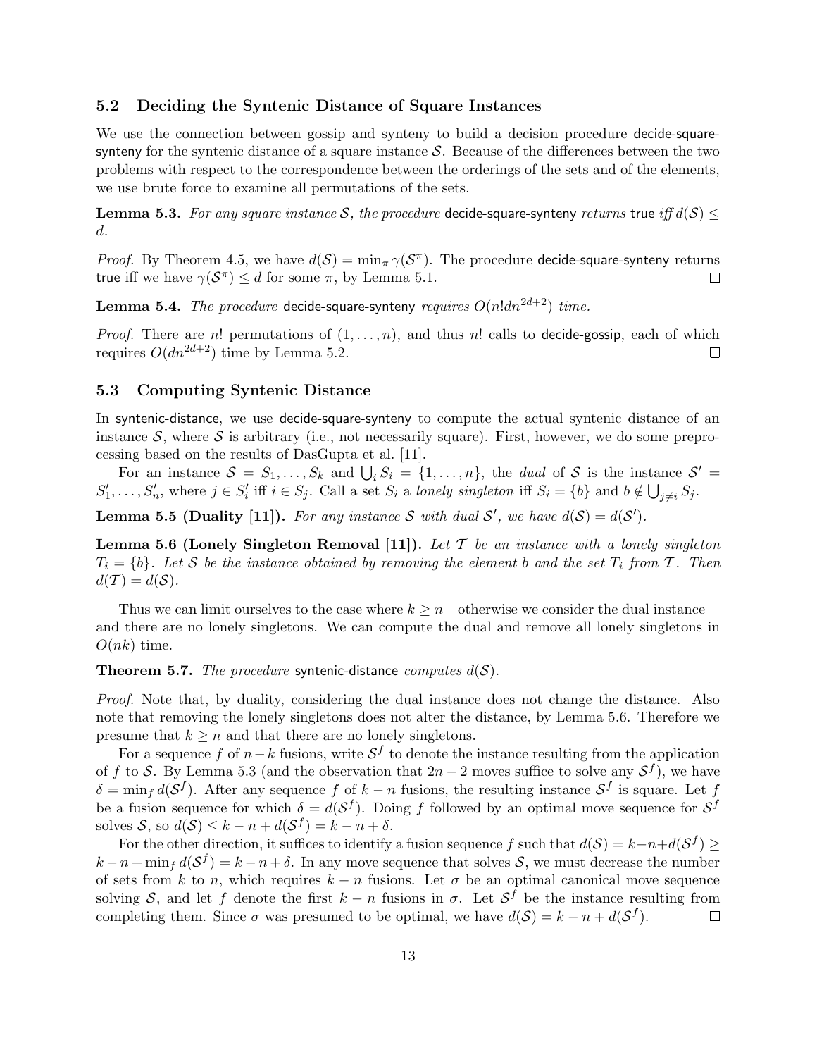### 5.2 Deciding the Syntenic Distance of Square Instances

We use the connection between gossip and synteny to build a decision procedure decide-square-synteny for the syntenic distance of a square instance $\mathcal{S}$. Because of the differences between the two problems with respect to the correspondence between the orderings of the sets and of the elements, we use brute force to examine all permutations of the sets.

**Lemma 5.3.** *For any square instance $\mathcal{S}$, the procedure* decide-square-synteny *returns* true *iff $d(\mathcal{S}) \leq d$.*

*Proof.* By Theorem 4.5, we have $d(\mathcal{S}) = \min_\pi \gamma(\mathcal{S}^\pi)$. The procedure decide-square-synteny returns true iff we have $\gamma(\mathcal{S}^\pi) \leq d$ for some $\pi$, by Lemma 5.1. □

**Lemma 5.4.** *The procedure* decide-square-synteny *requires $O(n! d n^{2d+2})$ time.*

*Proof.* There are $n!$ permutations of $(1, \ldots, n)$, and thus $n!$ calls to decide-gossip, each of which requires $O(dn^{2d+2})$ time by Lemma 5.2. □

### 5.3 Computing Syntenic Distance

In syntenic-distance, we use decide-square-synteny to compute the actual syntenic distance of an instance $\mathcal{S}$, where $\mathcal{S}$ is arbitrary (i.e., not necessarily square). First, however, we do some preprocessing based on the results of DasGupta et al. [11].

For an instance $\mathcal{S} = S_1, \ldots, S_k$ and $\bigcup_i S_i = \{1, \ldots, n\}$, the *dual* of $\mathcal{S}$ is the instance $\mathcal{S}' = S'_1, \ldots, S'_n$, where $j \in S'_i$ iff $i \in S_j$. Call a set $S_i$ a *lonely singleton* iff $S_i = \{b\}$ and $b \notin \bigcup_{j \neq i} S_j$.

**Lemma 5.5 (Duality [11]).** *For any instance $\mathcal{S}$ with dual $\mathcal{S}'$, we have $d(\mathcal{S}) = d(\mathcal{S}')$.*

**Lemma 5.6 (Lonely Singleton Removal [11]).** *Let $\mathcal{T}$ be an instance with a lonely singleton $T_i = \{b\}$. Let $\mathcal{S}$ be the instance obtained by removing the element $b$ and the set $T_i$ from $\mathcal{T}$. Then $d(\mathcal{T}) = d(\mathcal{S})$.*

Thus we can limit ourselves to the case where $k \geq n$—otherwise we consider the dual instance—and there are no lonely singletons. We can compute the dual and remove all lonely singletons in $O(nk)$ time.

**Theorem 5.7.** *The procedure* syntenic-distance *computes $d(\mathcal{S})$.*

*Proof.* Note that, by duality, considering the dual instance does not change the distance. Also note that removing the lonely singletons does not alter the distance, by Lemma 5.6. Therefore we presume that $k \geq n$ and that there are no lonely singletons.

For a sequence $f$ of $n - k$ fusions, write $\mathcal{S}^f$ to denote the instance resulting from the application of $f$ to $\mathcal{S}$. By Lemma 5.3 (and the observation that $2n - 2$ moves suffice to solve any $\mathcal{S}^f$), we have $\delta = \min_f d(\mathcal{S}^f)$. After any sequence $f$ of $k - n$ fusions, the resulting instance $\mathcal{S}^f$ is square. Let $f$ be a fusion sequence for which $\delta = d(\mathcal{S}^f)$. Doing $f$ followed by an optimal move sequence for $\mathcal{S}^f$ solves $\mathcal{S}$, so $d(\mathcal{S}) \leq k - n + d(\mathcal{S}^f) = k - n + \delta$.

For the other direction, it suffices to identify a fusion sequence $f$ such that $d(\mathcal{S}) = k - n + d(\mathcal{S}^f) \geq k - n + \min_f d(\mathcal{S}^f) = k - n + \delta$. In any move sequence that solves $\mathcal{S}$, we must decrease the number of sets from $k$ to $n$, which requires $k - n$ fusions. Let $\sigma$ be an optimal canonical move sequence solving $\mathcal{S}$, and let $f$ denote the first $k - n$ fusions in $\sigma$. Let $\mathcal{S}^f$ be the instance resulting from completing them. Since $\sigma$ was presumed to be optimal, we have $d(\mathcal{S}) = k - n + d(\mathcal{S}^f)$. □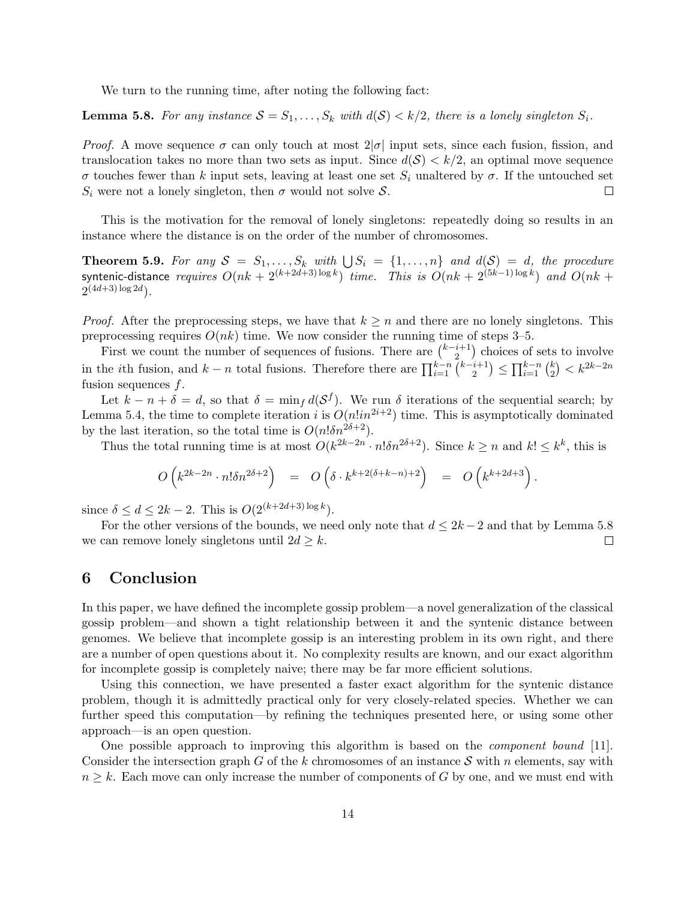We turn to the running time, after noting the following fact:

**Lemma 5.8.** *For any instance $\mathcal{S} = S_1, \ldots, S_k$ with $d(\mathcal{S}) < k/2$, there is a lonely singleton $S_i$.*

*Proof.* A move sequence $\sigma$ can only touch at most $2|\sigma|$ input sets, since each fusion, fission, and translocation takes no more than two sets as input. Since $d(\mathcal{S}) < k/2$, an optimal move sequence $\sigma$ touches fewer than $k$ input sets, leaving at least one set $S_i$ unaltered by $\sigma$. If the untouched set $S_i$ were not a lonely singleton, then $\sigma$ would not solve $\mathcal{S}$. □

This is the motivation for the removal of lonely singletons: repeatedly doing so results in an instance where the distance is on the order of the number of chromosomes.

**Theorem 5.9.** *For any $\mathcal{S} = S_1, \ldots, S_k$ with $\bigcup S_i = \{1, \ldots, n\}$ and $d(\mathcal{S}) = d$, the procedure* syntenic-distance *requires $O(nk + 2^{(k+2d+3)\log k})$ time. This is $O(nk + 2^{(5k-1)\log k})$ and $O(nk + 2^{(4d+3)\log 2d})$.*

*Proof.* After the preprocessing steps, we have that $k \geq n$ and there are no lonely singletons. This preprocessing requires $O(nk)$ time. We now consider the running time of steps 3–5.

First we count the number of sequences of fusions. There are $\binom{k-i+1}{2}$ choices of sets to involve in the $i$th fusion, and $k-n$ total fusions. Therefore there are $\prod_{i=1}^{k-n} \binom{k-i+1}{2} \leq \prod_{i=1}^{k-n} \binom{k}{2} < k^{2k-2n}$ fusion sequences $f$.

Let $k - n + \delta = d$, so that $\delta = \min_f d(\mathcal{S}^f)$. We run $\delta$ iterations of the sequential search; by Lemma 5.4, the time to complete iteration $i$ is $O(n! i n^{2i+2})$ time. This is asymptotically dominated by the last iteration, so the total time is $O(n! \delta n^{2\delta+2})$.

Thus the total running time is at most $O(k^{2k-2n} \cdot n! \delta n^{2\delta+2})$. Since $k \geq n$ and $k! \leq k^k$, this is

$$O\left(k^{2k-2n} \cdot n! \delta n^{2\delta+2}\right) \quad = \quad O\left(\delta \cdot k^{k+2(\delta+k-n)+2}\right) \quad = \quad O\left(k^{k+2d+3}\right).$$

since $\delta \leq d \leq 2k-2$. This is $O(2^{(k+2d+3)\log k})$.

For the other versions of the bounds, we need only note that $d \leq 2k-2$ and that by Lemma 5.8 we can remove lonely singletons until $2d \geq k$. □

# 6 Conclusion

In this paper, we have defined the incomplete gossip problem—a novel generalization of the classical gossip problem—and shown a tight relationship between it and the syntenic distance between genomes. We believe that incomplete gossip is an interesting problem in its own right, and there are a number of open questions about it. No complexity results are known, and our exact algorithm for incomplete gossip is completely naive; there may be far more efficient solutions.

Using this connection, we have presented a faster exact algorithm for the syntenic distance problem, though it is admittedly practical only for very closely-related species. Whether we can further speed this computation—by refining the techniques presented here, or using some other approach—is an open question.

One possible approach to improving this algorithm is based on the *component bound* [11]. Consider the intersection graph $G$ of the $k$ chromosomes of an instance $\mathcal{S}$ with $n$ elements, say with $n \geq k$. Each move can only increase the number of components of $G$ by one, and we must end with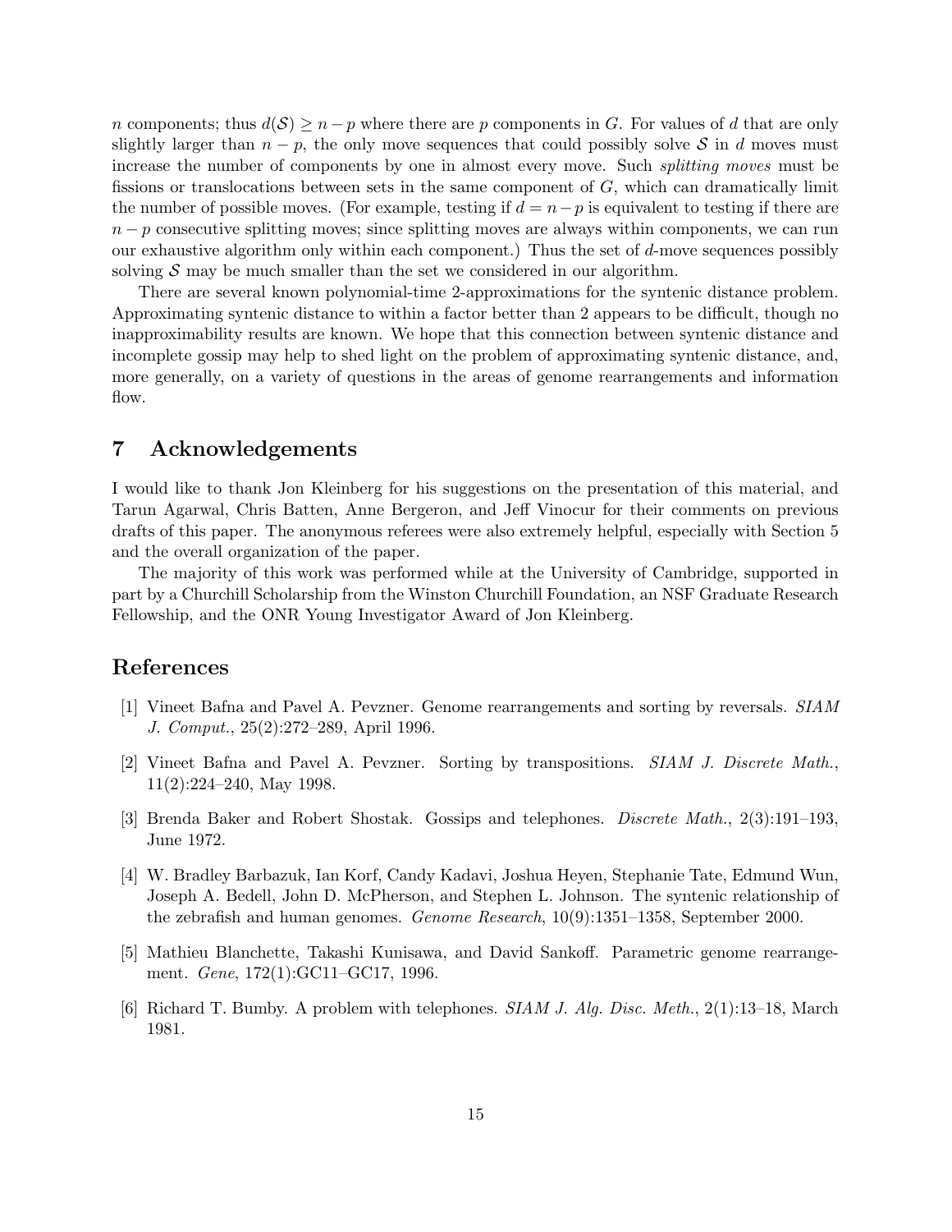$n$ components; thus $d(\mathcal{S}) \geq n - p$ where there are $p$ components in $G$. For values of $d$ that are only slightly larger than $n - p$, the only move sequences that could possibly solve $\mathcal{S}$ in $d$ moves must increase the number of components by one in almost every move. Such *splitting moves* must be fissions or translocations between sets in the same component of $G$, which can dramatically limit the number of possible moves. (For example, testing if $d = n - p$ is equivalent to testing if there are $n - p$ consecutive splitting moves; since splitting moves are always within components, we can run our exhaustive algorithm only within each component.) Thus the set of $d$-move sequences possibly solving $\mathcal{S}$ may be much smaller than the set we considered in our algorithm.

There are several known polynomial-time 2-approximations for the syntenic distance problem. Approximating syntenic distance to within a factor better than 2 appears to be difficult, though no inapproximability results are known. We hope that this connection between syntenic distance and incomplete gossip may help to shed light on the problem of approximating syntenic distance, and, more generally, on a variety of questions in the areas of genome rearrangements and information flow.

## 7 Acknowledgements

I would like to thank Jon Kleinberg for his suggestions on the presentation of this material, and Tarun Agarwal, Chris Batten, Anne Bergeron, and Jeff Vinocur for their comments on previous drafts of this paper. The anonymous referees were also extremely helpful, especially with Section 5 and the overall organization of the paper.

The majority of this work was performed while at the University of Cambridge, supported in part by a Churchill Scholarship from the Winston Churchill Foundation, an NSF Graduate Research Fellowship, and the ONR Young Investigator Award of Jon Kleinberg.

## References

[1] Vineet Bafna and Pavel A. Pevzner. Genome rearrangements and sorting by reversals. *SIAM J. Comput.*, 25(2):272–289, April 1996.

[2] Vineet Bafna and Pavel A. Pevzner. Sorting by transpositions. *SIAM J. Discrete Math.*, 11(2):224–240, May 1998.

[3] Brenda Baker and Robert Shostak. Gossips and telephones. *Discrete Math.*, 2(3):191–193, June 1972.

[4] W. Bradley Barbazuk, Ian Korf, Candy Kadavi, Joshua Heyen, Stephanie Tate, Edmund Wun, Joseph A. Bedell, John D. McPherson, and Stephen L. Johnson. The syntenic relationship of the zebrafish and human genomes. *Genome Research*, 10(9):1351–1358, September 2000.

[5] Mathieu Blanchette, Takashi Kunisawa, and David Sankoff. Parametric genome rearrangement. *Gene*, 172(1):GC11–GC17, 1996.

[6] Richard T. Bumby. A problem with telephones. *SIAM J. Alg. Disc. Meth.*, 2(1):13–18, March 1981.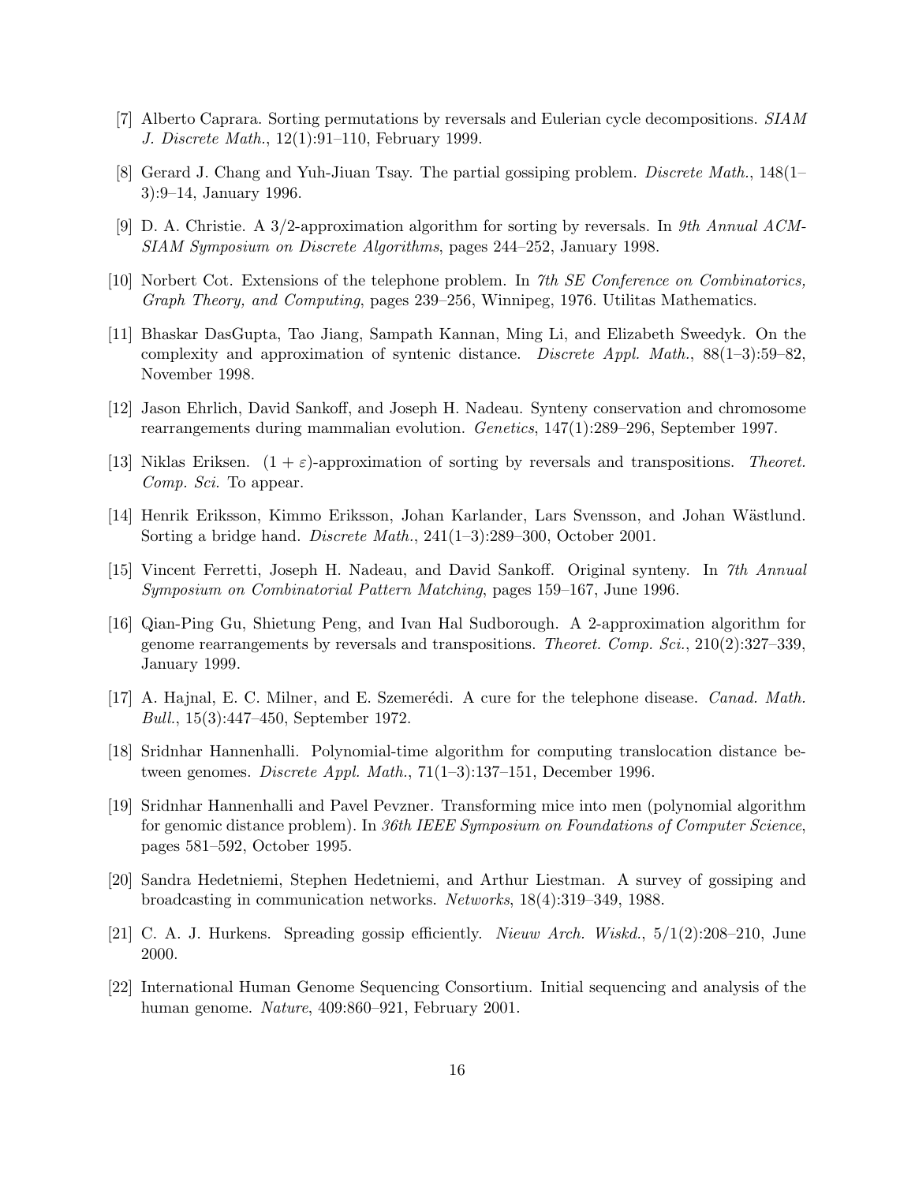[7] Alberto Caprara. Sorting permutations by reversals and Eulerian cycle decompositions. *SIAM J. Discrete Math.*, 12(1):91–110, February 1999.

[8] Gerard J. Chang and Yuh-Jiuan Tsay. The partial gossiping problem. *Discrete Math.*, 148(1–3):9–14, January 1996.

[9] D. A. Christie. A 3/2-approximation algorithm for sorting by reversals. In *9th Annual ACM-SIAM Symposium on Discrete Algorithms*, pages 244–252, January 1998.

[10] Norbert Cot. Extensions of the telephone problem. In *7th SE Conference on Combinatorics, Graph Theory, and Computing*, pages 239–256, Winnipeg, 1976. Utilitas Mathematics.

[11] Bhaskar DasGupta, Tao Jiang, Sampath Kannan, Ming Li, and Elizabeth Sweedyk. On the complexity and approximation of syntenic distance. *Discrete Appl. Math.*, 88(1–3):59–82, November 1998.

[12] Jason Ehrlich, David Sankoff, and Joseph H. Nadeau. Synteny conservation and chromosome rearrangements during mammalian evolution. *Genetics*, 147(1):289–296, September 1997.

[13] Niklas Eriksen. $(1 + \varepsilon)$-approximation of sorting by reversals and transpositions. *Theoret. Comp. Sci.* To appear.

[14] Henrik Eriksson, Kimmo Eriksson, Johan Karlander, Lars Svensson, and Johan Wästlund. Sorting a bridge hand. *Discrete Math.*, 241(1–3):289–300, October 2001.

[15] Vincent Ferretti, Joseph H. Nadeau, and David Sankoff. Original synteny. In *7th Annual Symposium on Combinatorial Pattern Matching*, pages 159–167, June 1996.

[16] Qian-Ping Gu, Shietung Peng, and Ivan Hal Sudborough. A 2-approximation algorithm for genome rearrangements by reversals and transpositions. *Theoret. Comp. Sci.*, 210(2):327–339, January 1999.

[17] A. Hajnal, E. C. Milner, and E. Szemerédi. A cure for the telephone disease. *Canad. Math. Bull.*, 15(3):447–450, September 1972.

[18] Sridnhar Hannenhalli. Polynomial-time algorithm for computing translocation distance between genomes. *Discrete Appl. Math.*, 71(1–3):137–151, December 1996.

[19] Sridnhar Hannenhalli and Pavel Pevzner. Transforming mice into men (polynomial algorithm for genomic distance problem). In *36th IEEE Symposium on Foundations of Computer Science*, pages 581–592, October 1995.

[20] Sandra Hedetniemi, Stephen Hedetniemi, and Arthur Liestman. A survey of gossiping and broadcasting in communication networks. *Networks*, 18(4):319–349, 1988.

[21] C. A. J. Hurkens. Spreading gossip efficiently. *Nieuw Arch. Wiskd.*, 5/1(2):208–210, June 2000.

[22] International Human Genome Sequencing Consortium. Initial sequencing and analysis of the human genome. *Nature*, 409:860–921, February 2001.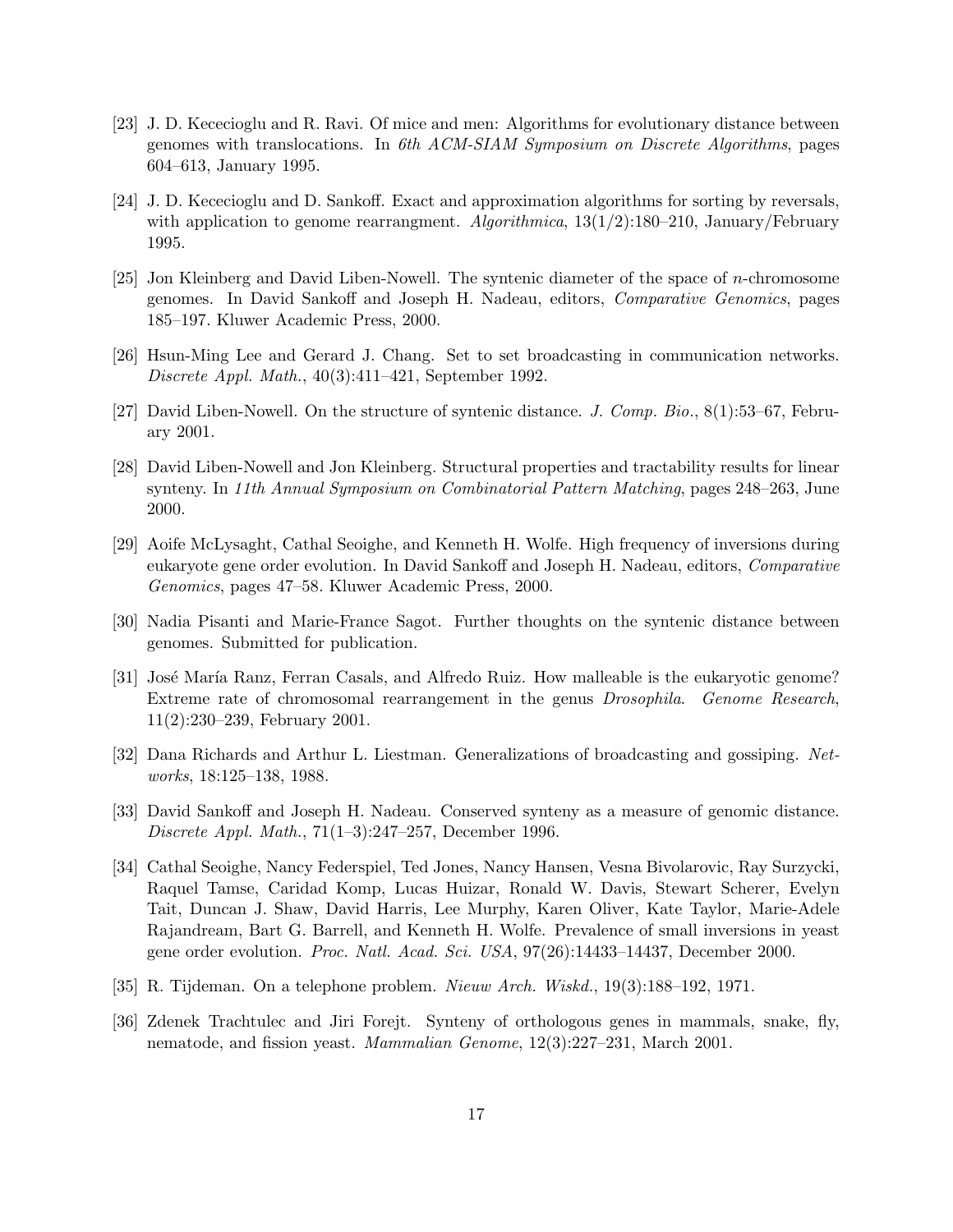[23] J. D. Kececioglu and R. Ravi. Of mice and men: Algorithms for evolutionary distance between genomes with translocations. In *6th ACM-SIAM Symposium on Discrete Algorithms*, pages 604–613, January 1995.

[24] J. D. Kececioglu and D. Sankoff. Exact and approximation algorithms for sorting by reversals, with application to genome rearrangment. *Algorithmica*, 13(1/2):180–210, January/February 1995.

[25] Jon Kleinberg and David Liben-Nowell. The syntenic diameter of the space of $n$-chromosome genomes. In David Sankoff and Joseph H. Nadeau, editors, *Comparative Genomics*, pages 185–197. Kluwer Academic Press, 2000.

[26] Hsun-Ming Lee and Gerard J. Chang. Set to set broadcasting in communication networks. *Discrete Appl. Math.*, 40(3):411–421, September 1992.

[27] David Liben-Nowell. On the structure of syntenic distance. *J. Comp. Bio.*, 8(1):53–67, February 2001.

[28] David Liben-Nowell and Jon Kleinberg. Structural properties and tractability results for linear synteny. In *11th Annual Symposium on Combinatorial Pattern Matching*, pages 248–263, June 2000.

[29] Aoife McLysaght, Cathal Seoighe, and Kenneth H. Wolfe. High frequency of inversions during eukaryote gene order evolution. In David Sankoff and Joseph H. Nadeau, editors, *Comparative Genomics*, pages 47–58. Kluwer Academic Press, 2000.

[30] Nadia Pisanti and Marie-France Sagot. Further thoughts on the syntenic distance between genomes. Submitted for publication.

[31] José María Ranz, Ferran Casals, and Alfredo Ruiz. How malleable is the eukaryotic genome? Extreme rate of chromosomal rearrangement in the genus *Drosophila*. *Genome Research*, 11(2):230–239, February 2001.

[32] Dana Richards and Arthur L. Liestman. Generalizations of broadcasting and gossiping. *Networks*, 18:125–138, 1988.

[33] David Sankoff and Joseph H. Nadeau. Conserved synteny as a measure of genomic distance. *Discrete Appl. Math.*, 71(1–3):247–257, December 1996.

[34] Cathal Seoighe, Nancy Federspiel, Ted Jones, Nancy Hansen, Vesna Bivolarovic, Ray Surzycki, Raquel Tamse, Caridad Komp, Lucas Huizar, Ronald W. Davis, Stewart Scherer, Evelyn Tait, Duncan J. Shaw, David Harris, Lee Murphy, Karen Oliver, Kate Taylor, Marie-Adele Rajandream, Bart G. Barrell, and Kenneth H. Wolfe. Prevalence of small inversions in yeast gene order evolution. *Proc. Natl. Acad. Sci. USA*, 97(26):14433–14437, December 2000.

[35] R. Tijdeman. On a telephone problem. *Nieuw Arch. Wiskd.*, 19(3):188–192, 1971.

[36] Zdenek Trachtulec and Jiri Forejt. Synteny of orthologous genes in mammals, snake, fly, nematode, and fission yeast. *Mammalian Genome*, 12(3):227–231, March 2001.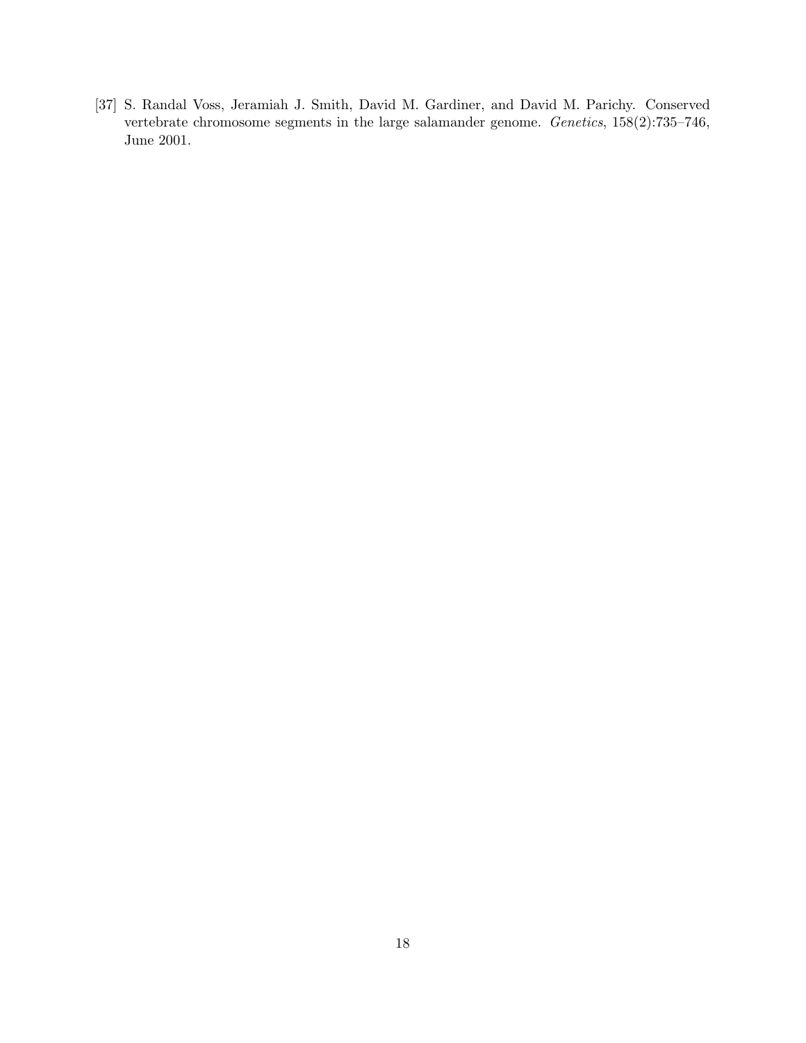[37] S. Randal Voss, Jeramiah J. Smith, David M. Gardiner, and David M. Parichy. Conserved vertebrate chromosome segments in the large salamander genome. *Genetics*, 158(2):735–746, June 2001.